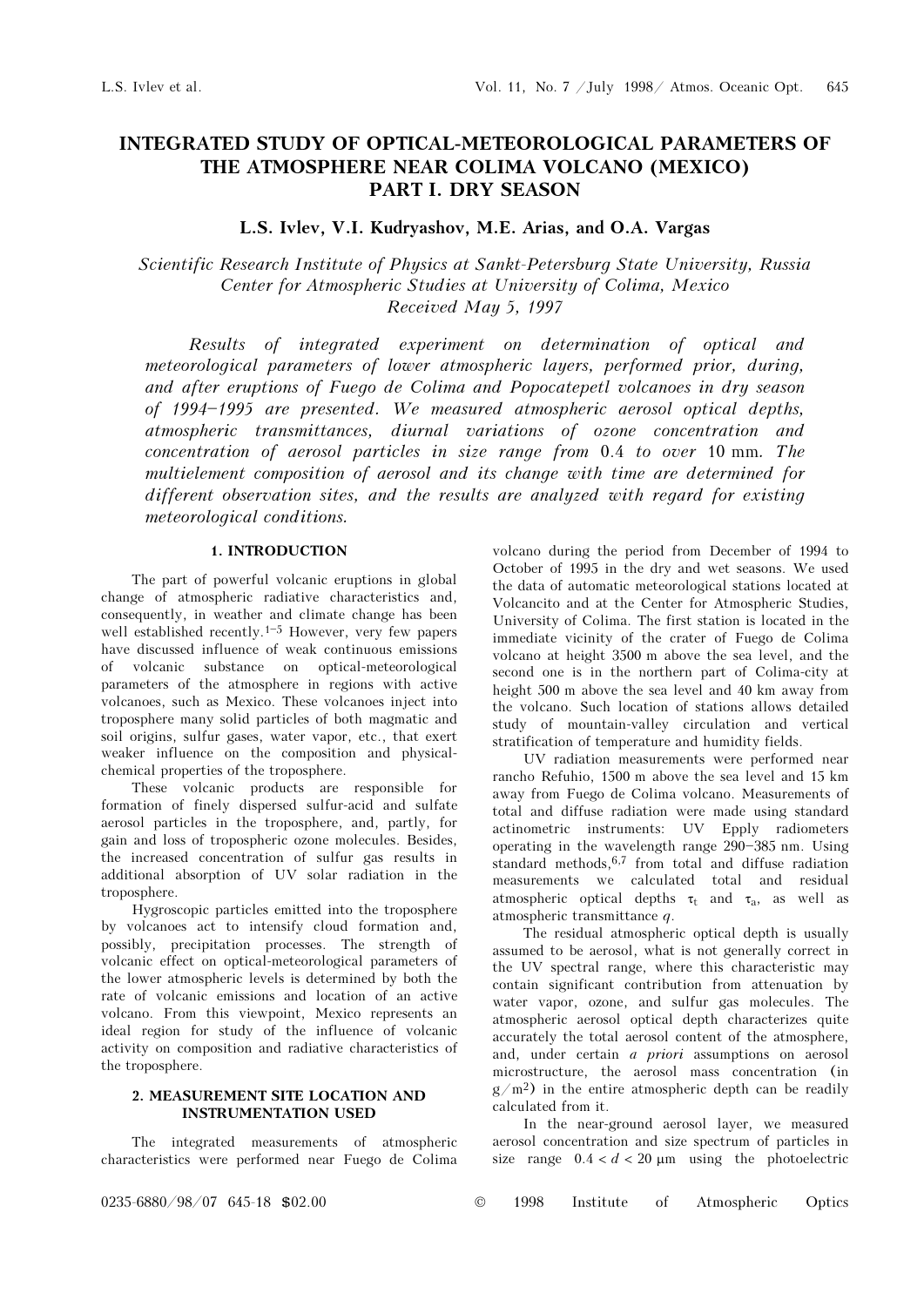# INTEGRATED STUDY OF OPTICAL-METEOROLOGICAL PARAMETERS OF THE ATMOSPHERE NEAR COLIMA VOLCANO (MEXICO) PART I. DRY SEASON

**L.S. Ivlev, V.I. Kudryashov, M.E. Arias, and O.A. Vargas**

*Scientific Research Institute of Physics at Sankt-Petersburg State University, Russia*
*Center for Atmospheric Studies at University of Colima, Mexico*
*Received May 5, 1997*

*Results of integrated experiment on determination of optical and meteorological parameters of lower atmospheric layers, performed prior, during, and after eruptions of Fuego de Colima and Popocatepetl volcanoes in dry season of 1994–1995 are presented. We measured atmospheric aerosol optical depths, atmospheric transmittances, diurnal variations of ozone concentration and concentration of aerosol particles in size range from* 0.4 *to over* 10 mm. *The multielement composition of aerosol and its change with time are determined for different observation sites, and the results are analyzed with regard for existing meteorological conditions.*

## 1. INTRODUCTION

The part of powerful volcanic eruptions in global change of atmospheric radiative characteristics and, consequently, in weather and climate change has been well established recently.[1–5] However, very few papers have discussed influence of weak continuous emissions of volcanic substance on optical-meteorological parameters of the atmosphere in regions with active volcanoes, such as Mexico. These volcanoes inject into troposphere many solid particles of both magmatic and soil origins, sulfur gases, water vapor, etc., that exert weaker influence on the composition and physical-chemical properties of the troposphere.

These volcanic products are responsible for formation of finely dispersed sulfur-acid and sulfate aerosol particles in the troposphere, and, partly, for gain and loss of tropospheric ozone molecules. Besides, the increased concentration of sulfur gases results in additional absorption of UV solar radiation in the troposphere.

Hygroscopic particles emitted into the troposphere by volcanoes act to intensify cloud formation and, possibly, precipitation processes. The strength of volcanic effect on optical-meteorological parameters of the lower atmospheric levels is determined by both the rate of volcanic emissions and location of an active volcano. From this viewpoint, Mexico represents an ideal region for study of the influence of volcanic activity on composition and radiative characteristics of the troposphere.

## 2. MEASUREMENT SITE LOCATION AND INSTRUMENTATION USED

The integrated measurements of atmospheric characteristics were performed near Fuego de Colima volcano during the period from December of 1994 to October of 1995 in the dry and wet seasons. We used the data of automatic meteorological stations located at Volcancito and at the Center for Atmospheric Studies, University of Colima. The first station is located in the immediate vicinity of the crater of Fuego de Colima volcano at height 3500 m above the sea level, and the second one is in the northern part of Colima-city at height 500 m above the sea level and 40 km away from the volcano. Such location of stations allows detailed study of mountain-valley circulation and vertical stratification of temperature and humidity fields.

UV radiation measurements were performed near rancho Refuhio, 1500 m above the sea level and 15 km away from Fuego de Colima volcano. Measurements of total and diffuse radiation were made using standard actinometric instruments: UV Epply radiometers operating in the wavelength range 290–385 nm. Using standard methods,[6,7] from total and diffuse radiation measurements we calculated total and residual atmospheric optical depths $\tau_t$ and $\tau_a$, as well as atmospheric transmittance $q$.

The residual atmospheric optical depth is usually assumed to be aerosol, what is not generally correct in the UV spectral range, where this characteristic may contain significant contribution from attenuation by water vapor, ozone, and sulfur gas molecules. The atmospheric aerosol optical depth characterizes quite accurately the total aerosol content of the atmosphere, and, under certain *a priori* assumptions on aerosol microstructure, the aerosol mass concentration (in $g/m^2$) in the entire atmospheric depth can be readily calculated from it.

In the near-ground aerosol layer, we measured aerosol concentration and size spectrum of particles in size range $0.4 < d < 20$ μm using the photoelectric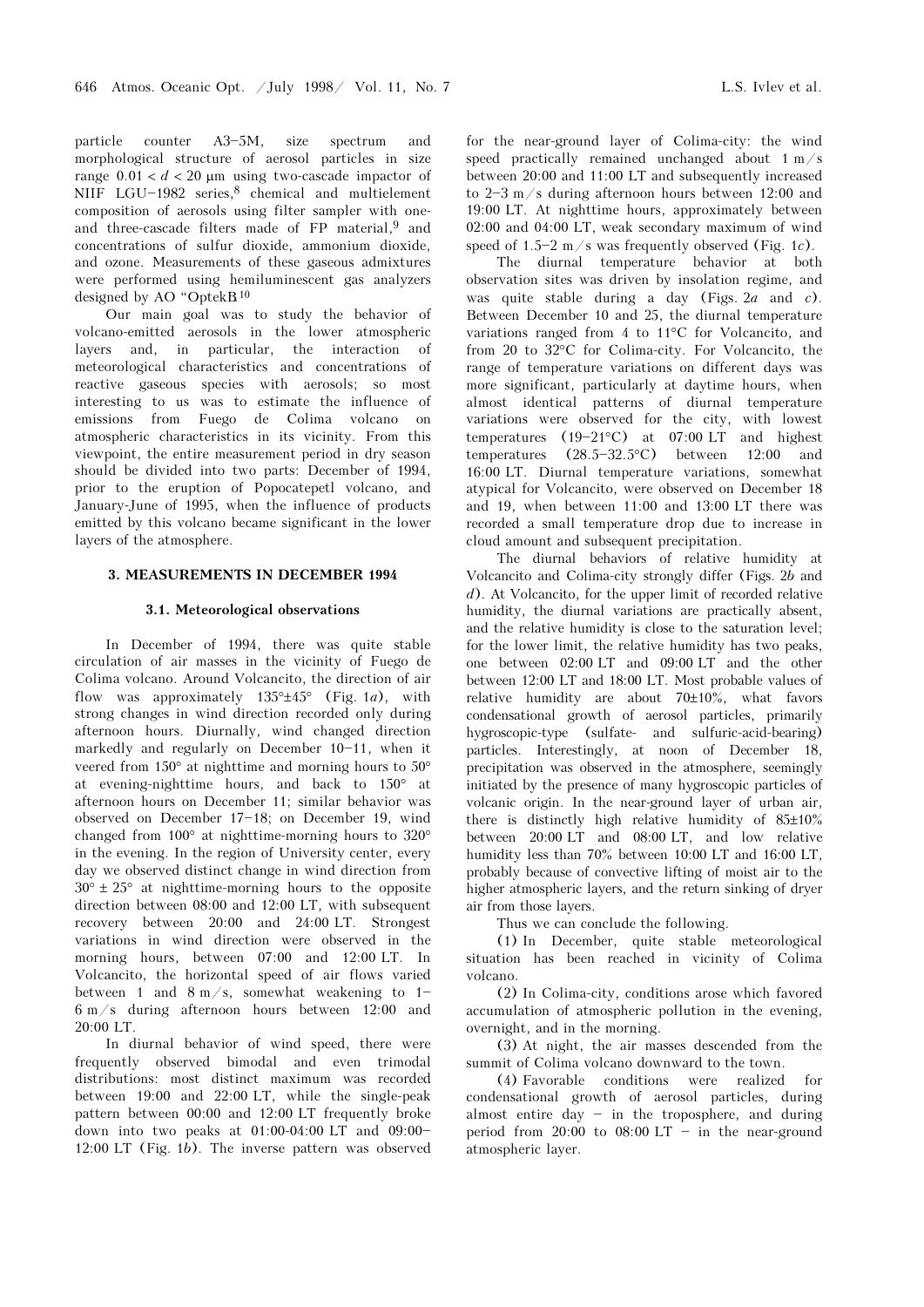particle counter A3–5M, size spectrum and morphological structure of aerosol particles in size range $0.01 < d < 20$ μm using two-cascade impactor of NIIF LGU–1982 series,[8] chemical and multielement composition of aerosols using filter sampler with one- and three-cascade filters made of FP material,[9] and concentrations of sulfur dioxide, ammonium dioxide, and ozone. Measurements of these gaseous admixtures were performed using hemiluminescent gas analyzers designed by AO "OptekB[10]

Our main goal was to study the behavior of volcano-emitted aerosols in the lower atmospheric layers and, in particular, the interaction of meteorological characteristics and concentrations of reactive gaseous species with aerosols; so most interesting to us was to estimate the influence of emissions from Fuego de Colima volcano on atmospheric characteristics in its vicinity. From this viewpoint, the entire measurement period in dry season should be divided into two parts: December of 1994, prior to the eruption of Popocatepetl volcano, and January-June of 1995, when the influence of products emitted by this volcano became significant in the lower layers of the atmosphere.

## 3. MEASUREMENTS IN DECEMBER 1994

### 3.1. Meteorological observations

In December of 1994, there was quite stable circulation of air masses in the vicinity of Fuego de Colima volcano. Around Volcancito, the direction of air flow was approximately 135°±45° (Fig. 1*a*), with strong changes in wind direction recorded only during afternoon hours. Diurnally, wind changed direction markedly and regularly on December 10–11, when it veered from 150° at nighttime and morning hours to 50° at evening-nighttime hours, and back to 150° at afternoon hours on December 11; similar behavior was observed on December 17–18; on December 19, wind changed from 100° at nighttime-morning hours to 320° in the evening. In the region of University center, every day we observed distinct change in wind direction from 30° ± 25° at nighttime-morning hours to the opposite direction between 08:00 and 12:00 LT, with subsequent recovery between 20:00 and 24:00 LT. Strongest variations in wind direction were observed in the morning hours, between 07:00 and 12:00 LT. In Volcancito, the horizontal speed of air flows varied between 1 and 8 m/s, somewhat weakening to 1–6 m/s during afternoon hours between 12:00 and 20:00 LT.

In diurnal behavior of wind speed, there were frequently observed bimodal and even trimodal distributions: most distinct maximum was recorded between 19:00 and 22:00 LT, while the single-peak pattern between 00:00 and 12:00 LT frequently broke down into two peaks at 01:00-04:00 LT and 09:00–12:00 LT (Fig. 1*b*). The inverse pattern was observed for the near-ground layer of Colima-city: the wind speed practically remained unchanged about 1 m/s between 20:00 and 11:00 LT and subsequently increased to 2–3 m/s during afternoon hours between 12:00 and 19:00 LT. At nighttime hours, approximately between 02:00 and 04:00 LT, weak secondary maximum of wind speed of 1.5–2 m/s was frequently observed (Fig. 1*c*).

The diurnal temperature behavior at both observation sites was driven by insolation regime, and was quite stable during a day (Figs. 2*a* and *c*). Between December 10 and 25, the diurnal temperature variations ranged from 4 to 11°C for Volcancito, and from 20 to 32°C for Colima-city. For Volcancito, the range of temperature variations on different days was more significant, particularly at daytime hours, when almost identical patterns of diurnal temperature variations were observed for the city, with lowest temperatures (19–21°C) at 07:00 LT and highest temperatures (28.5–32.5°C) between 12:00 and 16:00 LT. Diurnal temperature variations, somewhat atypical for Volcancito, were observed on December 18 and 19, when between 11:00 and 13:00 LT there was recorded a small temperature drop due to increase in cloud amount and subsequent precipitation.

The diurnal behaviors of relative humidity at Volcancito and Colima-city strongly differ (Figs. 2*b* and *d*). At Volcancito, for the upper limit of recorded relative humidity, the diurnal variations are practically absent, and the relative humidity is close to the saturation level; for the lower limit, the relative humidity has two peaks, one between 02:00 LT and 09:00 LT and the other between 12:00 LT and 18:00 LT. Most probable values of relative humidity are about 70±10%, what favors condensational growth of aerosol particles, primarily hygroscopic-type (sulfate- and sulfuric-acid-bearing) particles. Interestingly, at noon of December 18, precipitation was observed in the atmosphere, seemingly initiated by the presence of many hygroscopic particles of volcanic origin. In the near-ground layer of urban air, there is distinctly high relative humidity of 85±10% between 20:00 LT and 08:00 LT, and low relative humidity less than 70% between 10:00 LT and 16:00 LT, probably because of convective lifting of moist air to the higher atmospheric layers, and the return sinking of dryer air from those layers.

Thus we can conclude the following.

(1) In December, quite stable meteorological situation has been reached in vicinity of Colima volcano.

(2) In Colima-city, conditions arose which favored accumulation of atmospheric pollution in the evening, overnight, and in the morning.

(3) At night, the air masses descended from the summit of Colima volcano downward to the town.

(4) Favorable conditions were realized for condensational growth of aerosol particles, during almost entire day – in the troposphere, and during period from 20:00 to 08:00 LT – in the near-ground atmospheric layer.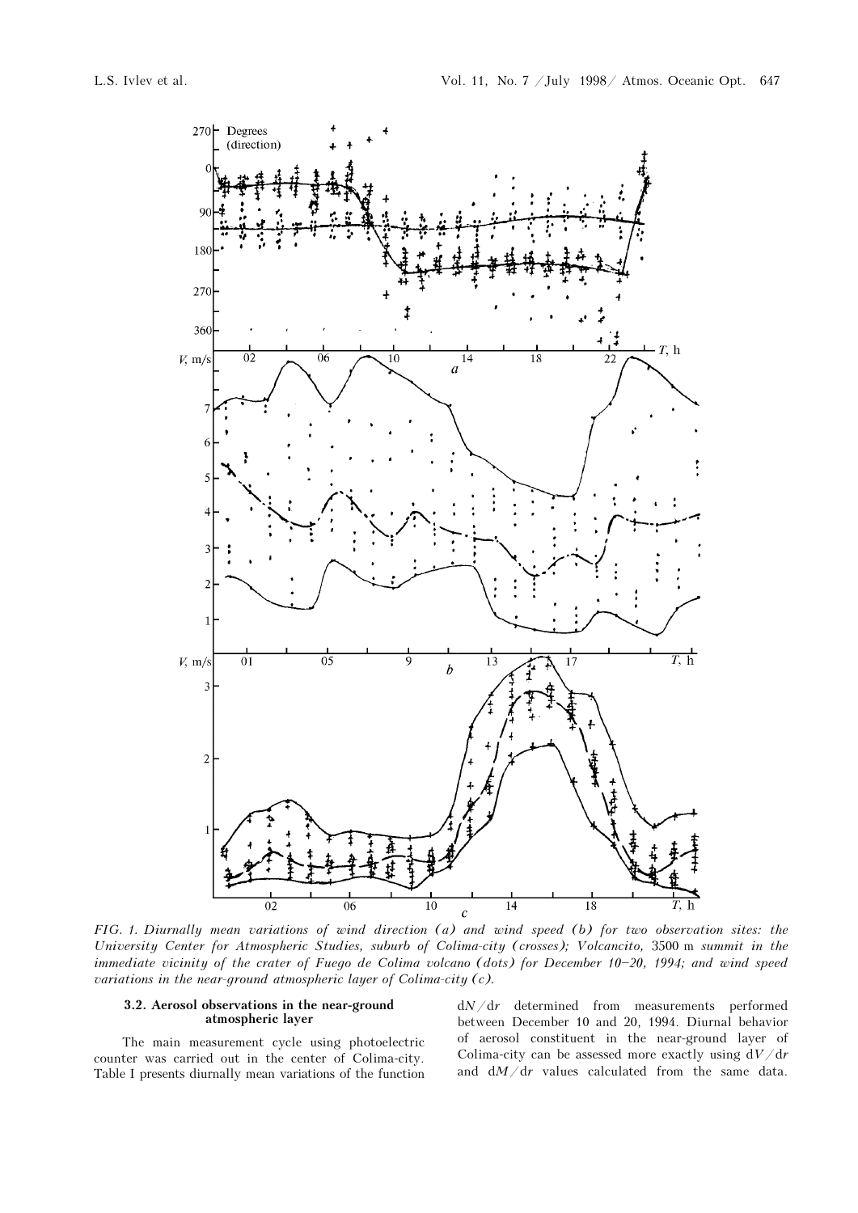FIG. 1. *Diurnally mean variations of wind direction (a) and wind speed (b) for two observation sites: the University Center for Atmospheric Studies, suburb of Colima-city (crosses); Volcancito,* 3500 m *summit in the immediate vicinity of the crater of Fuego de Colima volcano (dots) for December 10–20, 1994; and wind speed variations in the near-ground atmospheric layer of Colima-city (c).*

### 3.2. Aerosol observations in the near-ground atmospheric layer

The main measurement cycle using photoelectric counter was carried out in the center of Colima-city. Table I presents diurnally mean variations of the function $dN/dr$ determined from measurements performed between December 10 and 20, 1994. Diurnal behavior of aerosol constituent in the near-ground layer of Colima-city can be assessed more exactly using $dV/dr$ and $dM/dr$ values calculated from the same data.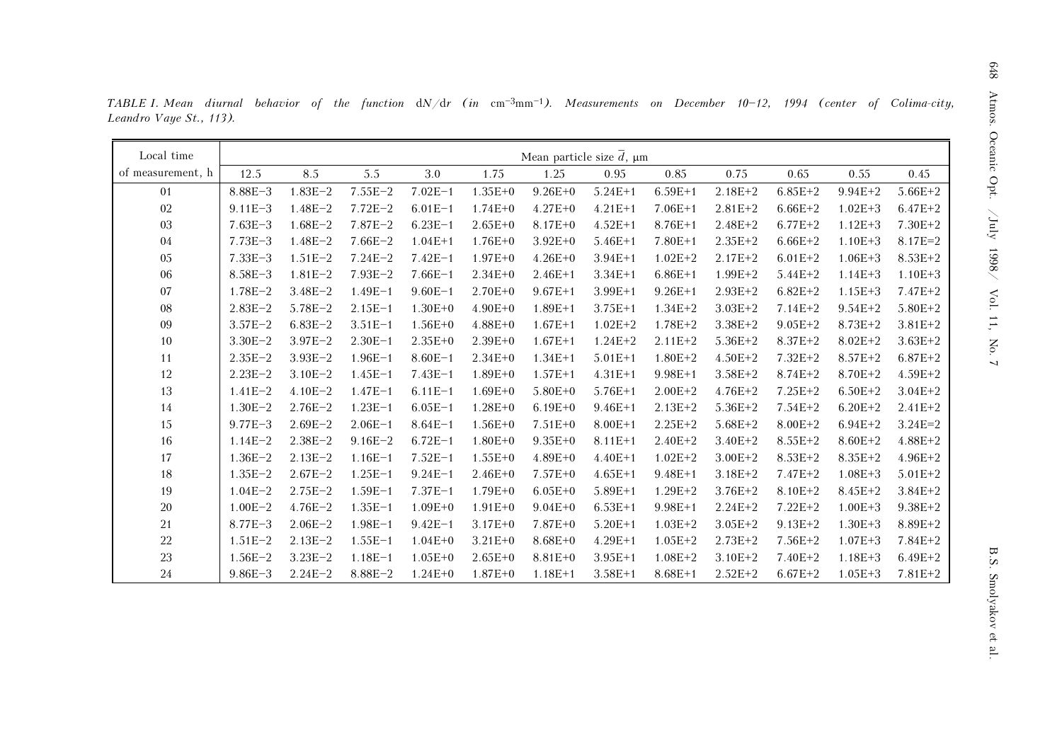*TABLE I. Mean diurnal behavior of the function* dN/dr *(in* cm$^{-3}$mm$^{-1}$*). Measurements on December 10–12, 1994 (center of Colima-city, Leandro Vaye St., 113).*

| Local time | Mean particle size $\bar{d}$, μm | | | | | | | | | | | |
|---|---|---|---|---|---|---|---|---|---|---|---|---|
| of measurement, h | 12.5 | 8.5 | 5.5 | 3.0 | 1.75 | 1.25 | 0.95 | 0.85 | 0.75 | 0.65 | 0.55 | 0.45 |
| 01 | 8.88E–3 | 1.83E–2 | 7.55E–2 | 7.02E–1 | 1.35E+0 | 9.26E+0 | 5.24E+1 | 6.59E+1 | 2.18E+2 | 6.85E+2 | 9.94E+2 | 5.66E+2 |
| 02 | 9.11E–3 | 1.48E–2 | 7.72E–2 | 6.01E–1 | 1.74E+0 | 4.27E+0 | 4.21E+1 | 7.06E+1 | 2.81E+2 | 6.66E+2 | 1.02E+3 | 6.47E+2 |
| 03 | 7.63E–3 | 1.68E–2 | 7.87E–2 | 6.23E–1 | 2.65E+0 | 8.17E+0 | 4.52E+1 | 8.76E+1 | 2.48E+2 | 6.77E+2 | 1.12E+3 | 7.30E+2 |
| 04 | 7.73E–3 | 1.48E–2 | 7.66E–2 | 1.04E+1 | 1.76E+0 | 3.92E+0 | 5.46E+1 | 7.80E+1 | 2.35E+2 | 6.66E+2 | 1.10E+3 | 8.17E=2 |
| 05 | 7.33E–3 | 1.51E–2 | 7.24E–2 | 7.42E–1 | 1.97E+0 | 4.26E+0 | 3.94E+1 | 1.02E+2 | 2.17E+2 | 6.01E+2 | 1.06E+3 | 8.53E+2 |
| 06 | 8.58E–3 | 1.81E–2 | 7.93E–2 | 7.66E–1 | 2.34E+0 | 2.46E+1 | 3.34E+1 | 6.86E+1 | 1.99E+2 | 5.44E+2 | 1.14E+3 | 1.10E+3 |
| 07 | 1.78E–2 | 3.48E–2 | 1.49E–1 | 9.60E–1 | 2.70E+0 | 9.67E+1 | 3.99E+1 | 9.26E+1 | 2.93E+2 | 6.82E+2 | 1.15E+3 | 7.47E+2 |
| 08 | 2.83E–2 | 5.78E–2 | 2.15E–1 | 1.30E+0 | 4.90E+0 | 1.89E+1 | 3.75E+1 | 1.34E+2 | 3.03E+2 | 7.14E+2 | 9.54E+2 | 5.80E+2 |
| 09 | 3.57E–2 | 6.83E–2 | 3.51E–1 | 1.56E+0 | 4.88E+0 | 1.67E+1 | 1.02E+2 | 1.78E+2 | 3.38E+2 | 9.05E+2 | 8.73E+2 | 3.81E+2 |
| 10 | 3.30E–2 | 3.97E–2 | 2.30E–1 | 2.35E+0 | 2.39E+0 | 1.67E+1 | 1.24E+2 | 2.11E+2 | 5.36E+2 | 8.37E+2 | 8.02E+2 | 3.63E+2 |
| 11 | 2.35E–2 | 3.93E–2 | 1.96E–1 | 8.60E–1 | 2.34E+0 | 1.34E+1 | 5.01E+1 | 1.80E+2 | 4.50E+2 | 7.32E+2 | 8.57E+2 | 6.87E+2 |
| 12 | 2.23E–2 | 3.10E–2 | 1.45E–1 | 7.43E–1 | 1.89E+0 | 1.57E+1 | 4.31E+1 | 9.98E+1 | 3.58E+2 | 8.74E+2 | 8.70E+2 | 4.59E+2 |
| 13 | 1.41E–2 | 4.10E–2 | 1.47E–1 | 6.11E–1 | 1.69E+0 | 5.80E+0 | 5.76E+1 | 2.00E+2 | 4.76E+2 | 7.25E+2 | 6.50E+2 | 3.04E+2 |
| 14 | 1.30E–2 | 2.76E–2 | 1.23E–1 | 6.05E–1 | 1.28E+0 | 6.19E+0 | 9.46E+1 | 2.13E+2 | 5.36E+2 | 7.54E+2 | 6.20E+2 | 2.41E+2 |
| 15 | 9.77E–3 | 2.69E–2 | 2.06E–1 | 8.64E–1 | 1.56E+0 | 7.51E+0 | 8.00E+1 | 2.25E+2 | 5.68E+2 | 8.00E+2 | 6.94E+2 | 3.24E=2 |
| 16 | 1.14E–2 | 2.38E–2 | 9.16E–2 | 6.72E–1 | 1.80E+0 | 9.35E+0 | 8.11E+1 | 2.40E+2 | 3.40E+2 | 8.55E+2 | 8.60E+2 | 4.88E+2 |
| 17 | 1.36E–2 | 2.13E–2 | 1.16E–1 | 7.52E–1 | 1.55E+0 | 4.89E+0 | 4.40E+1 | 1.02E+2 | 3.00E+2 | 8.53E+2 | 8.35E+2 | 4.96E+2 |
| 18 | 1.35E–2 | 2.67E–2 | 1.25E–1 | 9.24E–1 | 2.46E+0 | 7.57E+0 | 4.65E+1 | 9.48E+1 | 3.18E+2 | 7.47E+2 | 1.08E+3 | 5.01E+2 |
| 19 | 1.04E–2 | 2.75E–2 | 1.59E–1 | 7.37E–1 | 1.79E+0 | 6.05E+0 | 5.89E+1 | 1.29E+2 | 3.76E+2 | 8.10E+2 | 8.45E+2 | 3.84E+2 |
| 20 | 1.00E–2 | 4.76E–2 | 1.35E–1 | 1.09E+0 | 1.91E+0 | 9.04E+0 | 6.53E+1 | 9.98E+1 | 2.24E+2 | 7.22E+2 | 1.00E+3 | 9.38E+2 |
| 21 | 8.77E–3 | 2.06E–2 | 1.98E–1 | 9.42E–1 | 3.17E+0 | 7.87E+0 | 5.20E+1 | 1.03E+2 | 3.05E+2 | 9.13E+2 | 1.30E+3 | 8.89E+2 |
| 22 | 1.51E–2 | 2.13E–2 | 1.55E–1 | 1.04E+0 | 3.21E+0 | 8.68E+0 | 4.29E+1 | 1.05E+2 | 2.73E+2 | 7.56E+2 | 1.07E+3 | 7.84E+2 |
| 23 | 1.56E–2 | 3.23E–2 | 1.18E–1 | 1.05E+0 | 2.65E+0 | 8.81E+0 | 3.95E+1 | 1.08E+2 | 3.10E+2 | 7.40E+2 | 1.18E+3 | 6.49E+2 |
| 24 | 9.86E–3 | 2.24E–2 | 8.88E–2 | 1.24E+0 | 1.87E+0 | 1.18E+1 | 3.58E+1 | 8.68E+1 | 2.52E+2 | 6.67E+2 | 1.05E+3 | 7.81E+2 |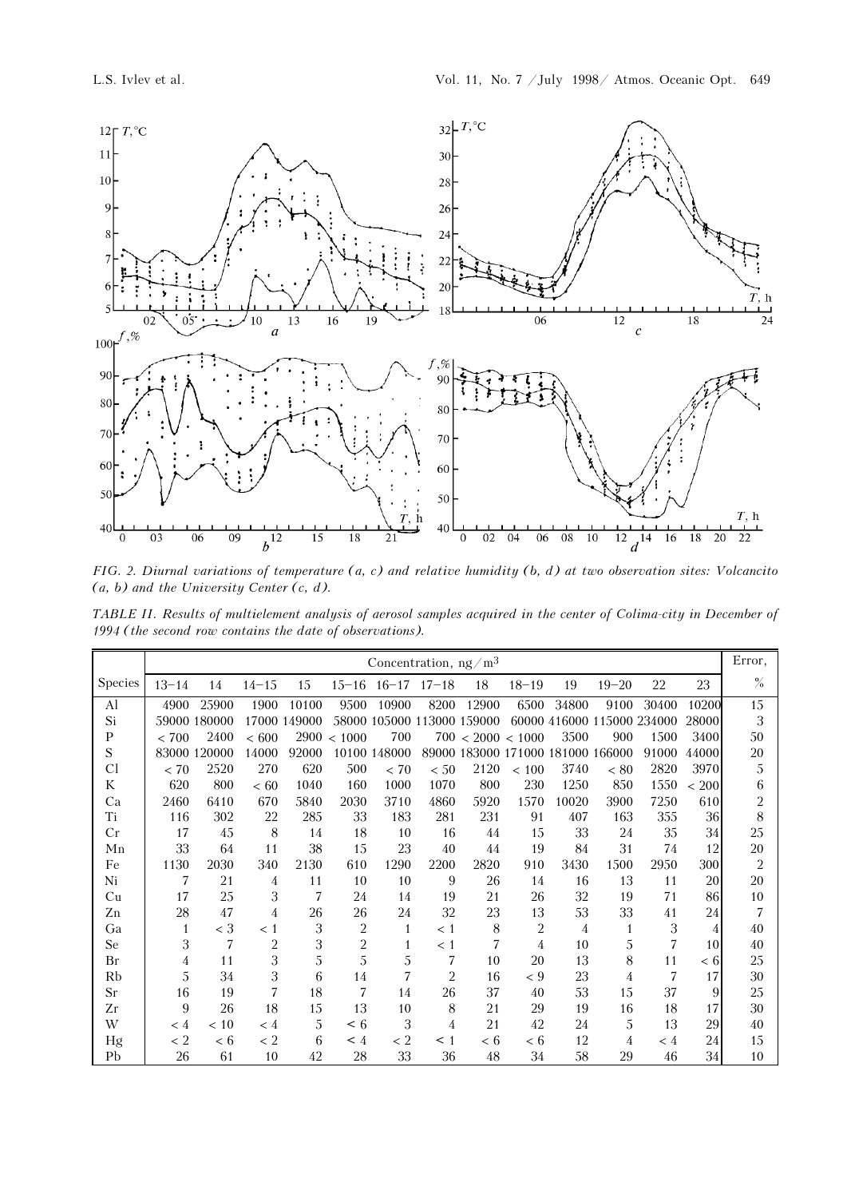FIG. 2. *Diurnal variations of temperature (a, c) and relative humidity (b, d) at two observation sites: Volcancito (a, b) and the University Center (c, d).*

TABLE II. *Results of multielement analysis of aerosol samples acquired in the center of Colima-city in December of 1994 (the second row contains the date of observations).*

| | Concentration, ng/m$^3$ | | | | | | | | | | | | | Error, |
|---|---|---|---|---|---|---|---|---|---|---|---|---|---|---|
| Species | 13–14 | 14 | 14–15 | 15 | 15–16 | 16–17 | 17–18 | 18 | 18–19 | 19 | 19–20 | 22 | 23 | % |
| Al | 4900 | 25900 | 1900 | 10100 | 9500 | 10900 | 8200 | 12900 | 6500 | 34800 | 9100 | 30400 | 10200 | 15 |
| Si | 59000 | 180000 | 17000 | 149000 | 58000 | 105000 | 113000 | 159000 | 60000 | 416000 | 115000 | 234000 | 28000 | 3 |
| P | < 700 | 2400 | < 600 | 2900 | < 1000 | 700 | 700 | < 2000 | < 1000 | 3500 | 900 | 1500 | 3400 | 50 |
| S | 83000 | 120000 | 14000 | 92000 | 10100 | 148000 | 89000 | 183000 | 171000 | 181000 | 166000 | 91000 | 44000 | 20 |
| Cl | < 70 | 2520 | 270 | 620 | 500 | < 70 | < 50 | 2120 | < 100 | 3740 | < 80 | 2820 | 3970 | 5 |
| K | 620 | 800 | < 60 | 1040 | 160 | 1000 | 1070 | 800 | 230 | 1250 | 850 | 1550 | < 200 | 6 |
| Ca | 2460 | 6410 | 670 | 5840 | 2030 | 3710 | 4860 | 5920 | 1570 | 10020 | 3900 | 7250 | 610 | 2 |
| Ti | 116 | 302 | 22 | 285 | 33 | 183 | 281 | 231 | 91 | 407 | 163 | 355 | 36 | 8 |
| Cr | 17 | 45 | 8 | 14 | 18 | 10 | 16 | 44 | 15 | 33 | 24 | 35 | 34 | 25 |
| Mn | 33 | 64 | 11 | 38 | 15 | 23 | 40 | 44 | 19 | 84 | 31 | 74 | 12 | 20 |
| Fe | 1130 | 2030 | 340 | 2130 | 610 | 1290 | 2200 | 2820 | 910 | 3430 | 1500 | 2950 | 300 | 2 |
| Ni | 7 | 21 | 4 | 11 | 10 | 10 | 9 | 26 | 14 | 16 | 13 | 11 | 20 | 20 |
| Cu | 17 | 25 | 3 | 7 | 24 | 14 | 19 | 21 | 26 | 32 | 19 | 71 | 86 | 10 |
| Zn | 28 | 47 | 4 | 26 | 26 | 24 | 32 | 23 | 13 | 53 | 33 | 41 | 24 | 7 |
| Ga | 1 | < 3 | < 1 | 3 | 2 | 1 | < 1 | 8 | 2 | 4 | 1 | 3 | 4 | 40 |
| Se | 3 | 7 | 2 | 3 | 2 | 1 | < 1 | 7 | 4 | 10 | 5 | 7 | 10 | 40 |
| Br | 4 | 11 | 3 | 5 | 5 | 5 | 7 | 10 | 20 | 13 | 8 | 11 | < 6 | 25 |
| Rb | 5 | 34 | 3 | 6 | 14 | 7 | 2 | 16 | < 9 | 23 | 4 | 7 | 17 | 30 |
| Sr | 16 | 19 | 7 | 18 | 7 | 14 | 26 | 37 | 40 | 53 | 15 | 37 | 9 | 25 |
| Zr | 9 | 26 | 18 | 15 | 13 | 10 | 8 | 21 | 29 | 19 | 16 | 18 | 17 | 30 |
| W | < 4 | < 10 | < 4 | 5 | < 6 | 3 | 4 | 21 | 42 | 24 | 5 | 13 | 29 | 40 |
| Hg | < 2 | < 6 | < 2 | 6 | < 4 | < 2 | < 1 | < 6 | < 6 | 12 | 4 | < 4 | 24 | 15 |
| Pb | 26 | 61 | 10 | 42 | 28 | 33 | 36 | 48 | 34 | 58 | 29 | 46 | 34 | 10 |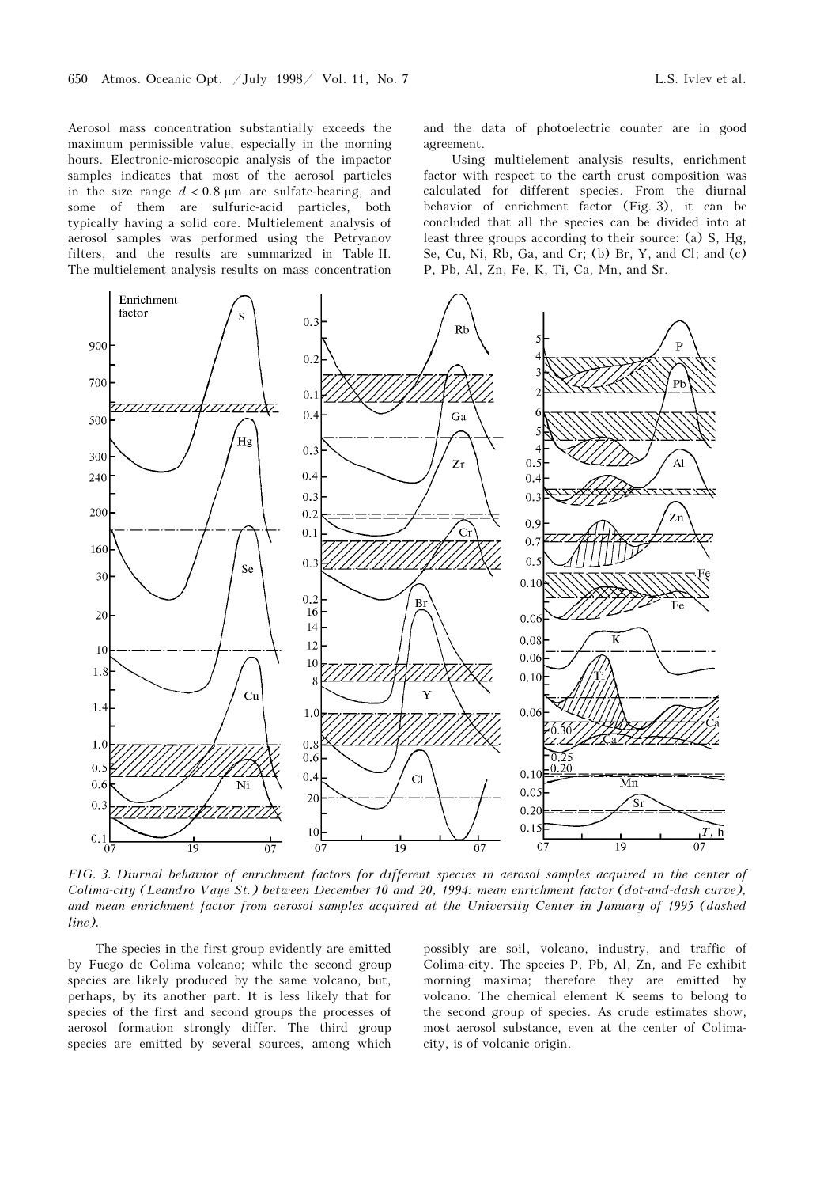Aerosol mass concentration substantially exceeds the maximum permissible value, especially in the morning hours. Electronic-microscopic analysis of the impactor samples indicates that most of the aerosol particles in the size range $d < 0.8$ μm are sulfate-bearing, and some of them are sulfuric-acid particles, both typically having a solid core. Multielement analysis of aerosol samples was performed using the Petryanov filters, and the results are summarized in Table II. The multielement analysis results on mass concentration and the data of photoelectric counter are in good agreement.

Using multielement analysis results, enrichment factor with respect to the earth crust composition was calculated for different species. From the diurnal behavior of enrichment factor (Fig. 3), it can be concluded that all the species can be divided into at least three groups according to their source: (a) S, Hg, Se, Cu, Ni, Rb, Ga, and Cr; (b) Br, Y, and Cl; and (c) P, Pb, Al, Zn, Fe, K, Ti, Ca, Mn, and Sr.

*FIG. 3. Diurnal behavior of enrichment factors for different species in aerosol samples acquired in the center of Colima-city (Leandro Vaye St.) between December 10 and 20, 1994: mean enrichment factor (dot-and-dash curve), and mean enrichment factor from aerosol samples acquired at the University Center in January of 1995 (dashed line).*

The species in the first group evidently are emitted by Fuego de Colima volcano; while the second group species are likely produced by the same volcano, but, perhaps, by its another part. It is less likely that for species of the first and second groups the processes of aerosol formation strongly differ. The third group species are emitted by several sources, among which possibly are soil, volcano, industry, and traffic of Colima-city. The species P, Pb, Al, Zn, and Fe exhibit morning maxima; therefore they are emitted by volcano. The chemical element K seems to belong to the second group of species. As crude estimates show, most aerosol substance, even at the center of Colima-city, is of volcanic origin.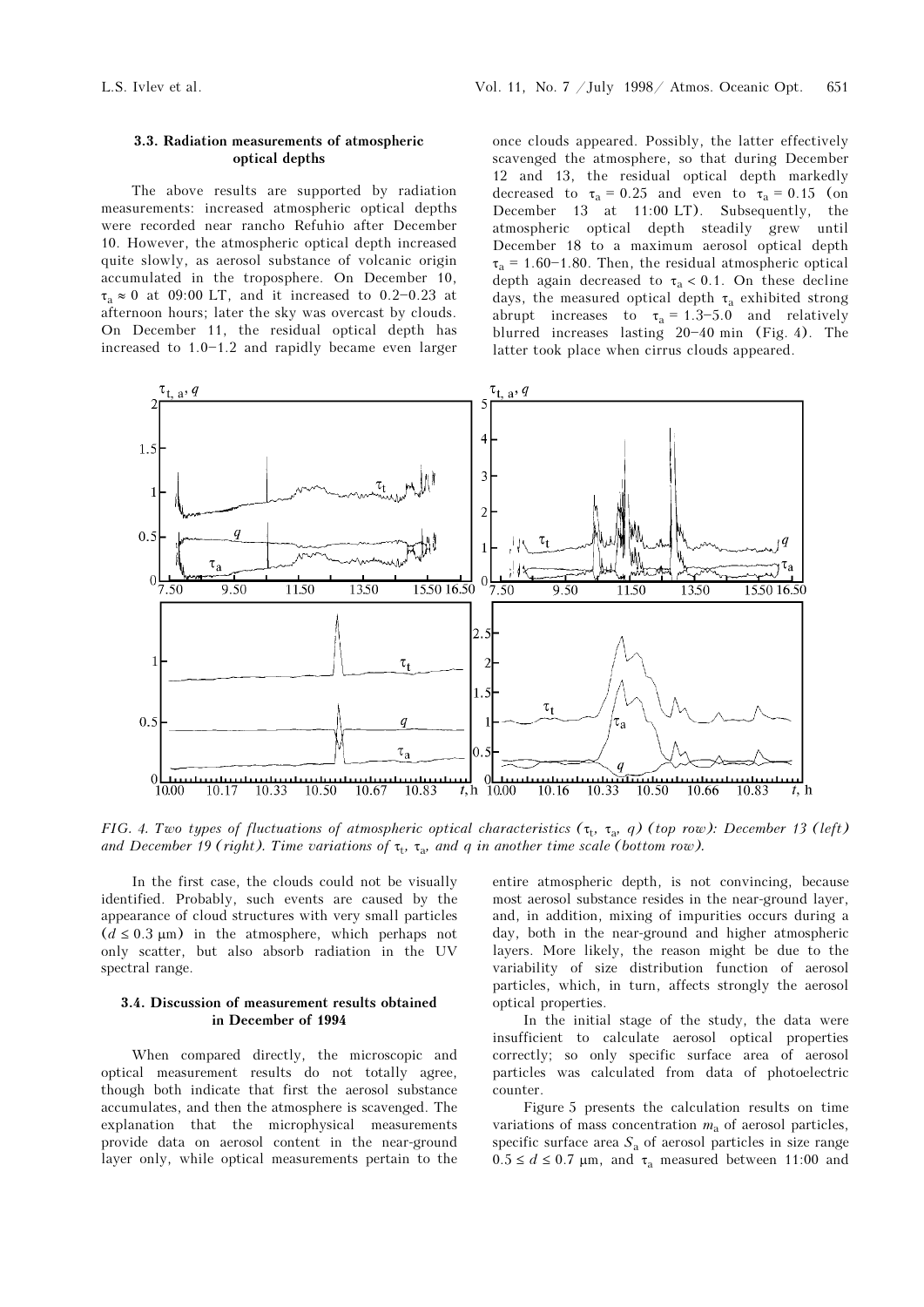### 3.3. Radiation measurements of atmospheric optical depths

The above results are supported by radiation measurements: increased atmospheric optical depths were recorded near rancho Refuhio after December 10. However, the atmospheric optical depth increased quite slowly, as aerosol substance of volcanic origin accumulated in the troposphere. On December 10, $\tau_a \approx 0$ at 09:00 LT, and it increased to 0.2–0.23 at afternoon hours; later the sky was overcast by clouds. On December 11, the residual optical depth has increased to 1.0–1.2 and rapidly became even larger once clouds appeared. Possibly, the latter effectively scavenged the atmosphere, so that during December 12 and 13, the residual optical depth markedly decreased to $\tau_a = 0.25$ and even to $\tau_a = 0.15$ (on December 13 at 11:00 LT). Subsequently, the atmospheric optical depth steadily grew until December 18 to a maximum aerosol optical depth $\tau_a = 1.60$–$1.80$. Then, the residual atmospheric optical depth again decreased to $\tau_a < 0.1$. On these decline days, the measured optical depth $\tau_a$ exhibited strong abrupt increases to $\tau_a = 1.3$–$5.0$ and relatively blurred increases lasting 20–40 min (Fig. 4). The latter took place when cirrus clouds appeared.

*FIG. 4. Two types of fluctuations of atmospheric optical characteristics ($\tau_t$, $\tau_a$, $q$) (top row): December 13 (left) and December 19 (right). Time variations of $\tau_t$, $\tau_a$, and $q$ in another time scale (bottom row).*

In the first case, the clouds could not be visually identified. Probably, such events are caused by the appearance of cloud structures with very small particles ($d \le 0.3$ μm) in the atmosphere, which perhaps not only scatter, but also absorb radiation in the UV spectral range.

### 3.4. Discussion of measurement results obtained in December of 1994

When compared directly, the microscopic and optical measurement results do not totally agree, though both indicate that first the aerosol substance accumulates, and then the atmosphere is scavenged. The explanation that the microphysical measurements provide data on aerosol content in the near-ground layer only, while optical measurements pertain to the entire atmospheric depth, is not convincing, because most aerosol substance resides in the near-ground layer, and, in addition, mixing of impurities occurs during a day, both in the near-ground and higher atmospheric layers. More likely, the reason might be due to the variability of size distribution function of aerosol particles, which, in turn, affects strongly the aerosol optical properties.

In the initial stage of the study, the data were insufficient to calculate aerosol optical properties correctly; so only specific surface area of aerosol particles was calculated from data of photoelectric counter.

Figure 5 presents the calculation results on time variations of mass concentration $m_a$ of aerosol particles, specific surface area $S_a$ of aerosol particles in size range $0.5 \le d \le 0.7$ μm, and $\tau_a$ measured between 11:00 and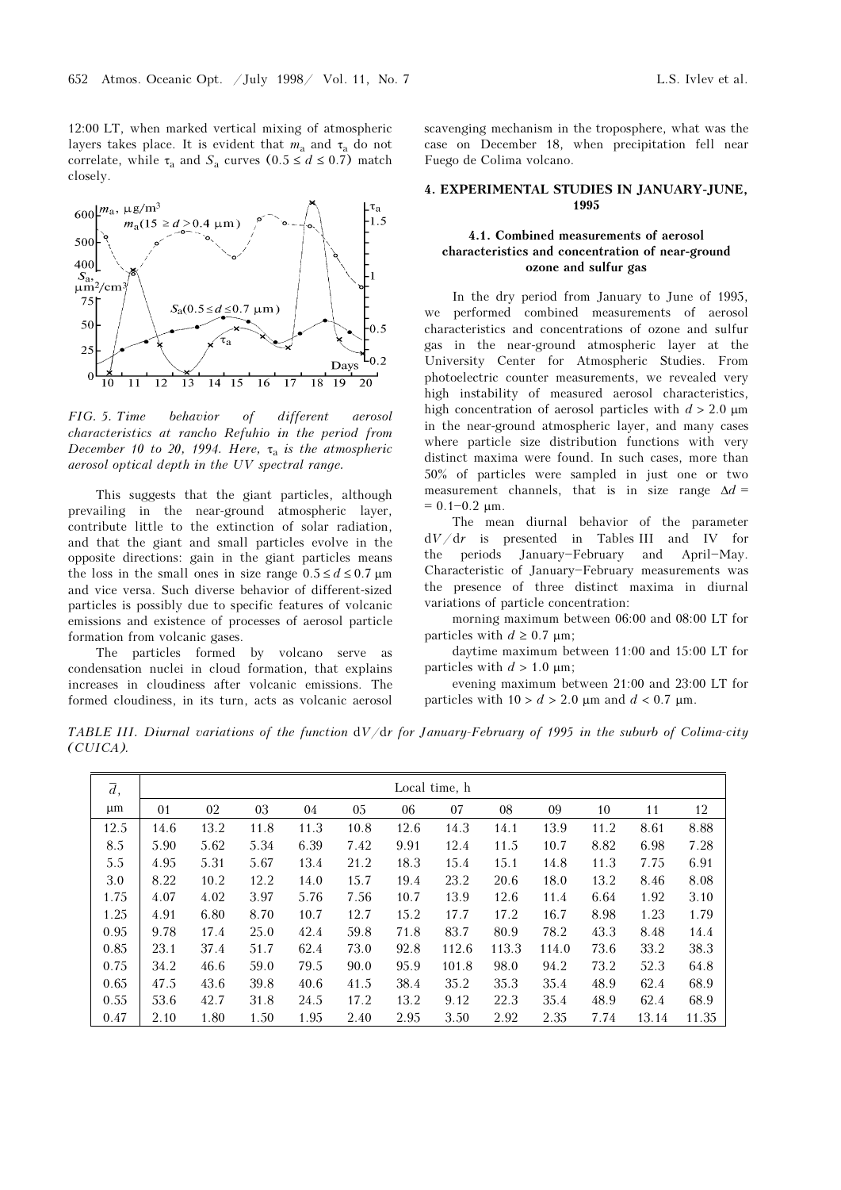12:00 LT, when marked vertical mixing of atmospheric layers takes place. It is evident that $m_a$ and $\tau_a$ do not correlate, while $\tau_a$ and $S_a$ curves $(0.5 \le d \le 0.7)$ match closely.

*FIG. 5. Time behavior of different aerosol characteristics at rancho Refuhio in the period from December 10 to 20, 1994. Here, $\tau_a$ is the atmospheric aerosol optical depth in the UV spectral range.*

This suggests that the giant particles, although prevailing in the near-ground atmospheric layer, contribute little to the extinction of solar radiation, and that the giant and small particles evolve in the opposite directions: gain in the giant particles means the loss in the small ones in size range $0.5 \le d \le 0.7$ μm and vice versa. Such diverse behavior of different-sized particles is possibly due to specific features of volcanic emissions and existence of processes of aerosol particle formation from volcanic gases.

The particles formed by volcano serve as condensation nuclei in cloud formation, that explains increases in cloudiness after volcanic emissions. The formed cloudiness, in its turn, acts as volcanic aerosol scavenging mechanism in the troposphere, what was the case on December 18, when precipitation fell near Fuego de Colima volcano.

## 4. EXPERIMENTAL STUDIES IN JANUARY-JUNE, 1995

### 4.1. Combined measurements of aerosol characteristics and concentration of near-ground ozone and sulfur gas

In the dry period from January to June of 1995, we performed combined measurements of aerosol characteristics and concentrations of ozone and sulfur gas in the near-ground atmospheric layer at the University Center for Atmospheric Studies. From photoelectric counter measurements, we revealed very high instability of measured aerosol characteristics, high concentration of aerosol particles with $d > 2.0$ μm in the near-ground atmospheric layer, and many cases where particle size distribution functions with very distinct maxima were found. In such cases, more than 50% of particles were sampled in just one or two measurement channels, that is in size range $\Delta d = 0.1–0.2$ μm.

The mean diurnal behavior of the parameter $dV/dr$ is presented in Tables III and IV for the periods January–February and April–May. Characteristic of January–February measurements was the presence of three distinct maxima in diurnal variations of particle concentration:

morning maximum between 06:00 and 08:00 LT for particles with $d \ge 0.7$ μm;

daytime maximum between 11:00 and 15:00 LT for particles with $d > 1.0$ μm;

evening maximum between 21:00 and 23:00 LT for particles with $10 > d > 2.0$ μm and $d < 0.7$ μm.

*TABLE III. Diurnal variations of the function $dV/dr$ for January-February of 1995 in the suburb of Colima-city (CUICA).*

| $\bar{d}$, μm | Local time, h | | | | | | | | | | | |
|---|---|---|---|---|---|---|---|---|---|---|---|---|
| | 01 | 02 | 03 | 04 | 05 | 06 | 07 | 08 | 09 | 10 | 11 | 12 |
| 12.5 | 14.6 | 13.2 | 11.8 | 11.3 | 10.8 | 12.6 | 14.3 | 14.1 | 13.9 | 11.2 | 8.61 | 8.88 |
| 8.5 | 5.90 | 5.62 | 5.34 | 6.39 | 7.42 | 9.91 | 12.4 | 11.5 | 10.7 | 8.82 | 6.98 | 7.28 |
| 5.5 | 4.95 | 5.31 | 5.67 | 13.4 | 21.2 | 18.3 | 15.4 | 15.1 | 14.8 | 11.3 | 7.75 | 6.91 |
| 3.0 | 8.22 | 10.2 | 12.2 | 14.0 | 15.7 | 19.4 | 23.2 | 20.6 | 18.0 | 13.2 | 8.46 | 8.08 |
| 1.75 | 4.07 | 4.02 | 3.97 | 5.76 | 7.56 | 10.7 | 13.9 | 12.6 | 11.4 | 6.64 | 1.92 | 3.10 |
| 1.25 | 4.91 | 6.80 | 8.70 | 10.7 | 12.7 | 15.2 | 17.7 | 17.2 | 16.7 | 8.98 | 1.23 | 1.79 |
| 0.95 | 9.78 | 17.4 | 25.0 | 42.4 | 59.8 | 71.8 | 83.7 | 80.9 | 78.2 | 43.3 | 8.48 | 14.4 |
| 0.85 | 23.1 | 37.4 | 51.7 | 62.4 | 73.0 | 92.8 | 112.6 | 113.3 | 114.0 | 73.6 | 33.2 | 38.3 |
| 0.75 | 34.2 | 46.6 | 59.0 | 79.5 | 90.0 | 95.9 | 101.8 | 98.0 | 94.2 | 73.2 | 52.3 | 64.8 |
| 0.65 | 47.5 | 43.6 | 39.8 | 40.6 | 41.5 | 38.4 | 35.2 | 35.3 | 35.4 | 48.9 | 62.4 | 68.9 |
| 0.55 | 53.6 | 42.7 | 31.8 | 24.5 | 17.2 | 13.2 | 9.12 | 22.3 | 35.4 | 48.9 | 62.4 | 68.9 |
| 0.47 | 2.10 | 1.80 | 1.50 | 1.95 | 2.40 | 2.95 | 3.50 | 2.92 | 2.35 | 7.74 | 13.14 | 11.35 |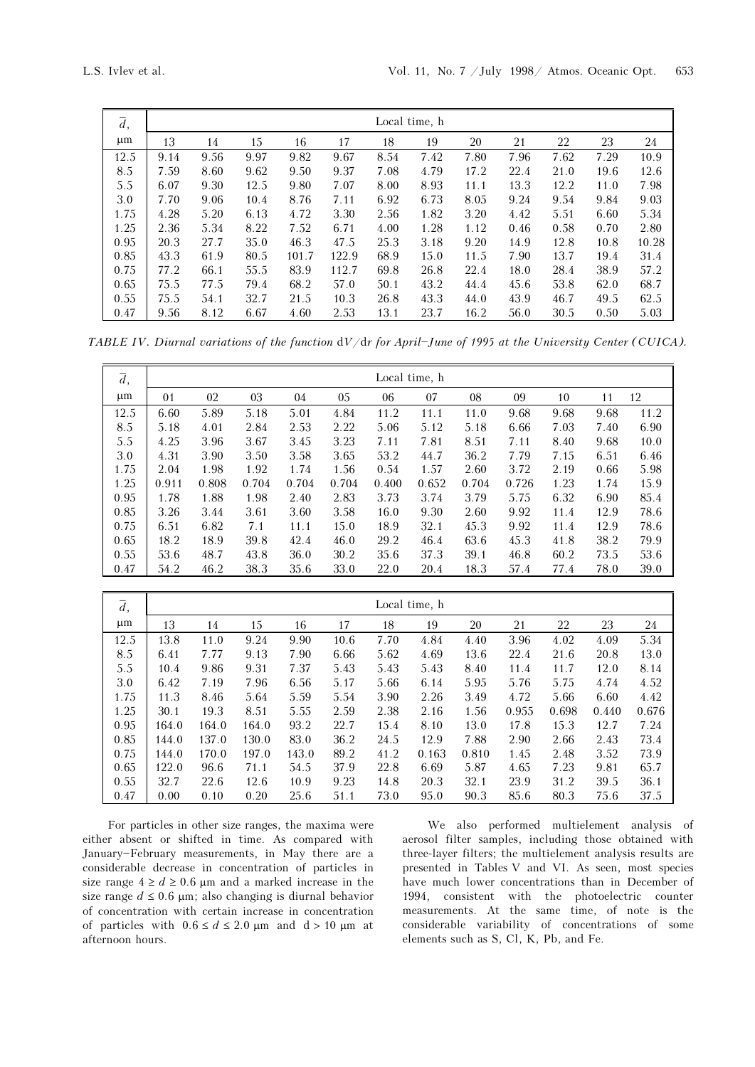| $\bar{d}$, μm | Local time, h | | | | | | | | | | | |
|---|---|---|---|---|---|---|---|---|---|---|---|---|
| | 13 | 14 | 15 | 16 | 17 | 18 | 19 | 20 | 21 | 22 | 23 | 24 |
| 12.5 | 9.14 | 9.56 | 9.97 | 9.82 | 9.67 | 8.54 | 7.42 | 7.80 | 7.96 | 7.62 | 7.29 | 10.9 |
| 8.5 | 7.59 | 8.60 | 9.62 | 9.50 | 9.37 | 7.08 | 4.79 | 17.2 | 22.4 | 21.0 | 19.6 | 12.6 |
| 5.5 | 6.07 | 9.30 | 12.5 | 9.80 | 7.07 | 8.00 | 8.93 | 11.1 | 13.3 | 12.2 | 11.0 | 7.98 |
| 3.0 | 7.70 | 9.06 | 10.4 | 8.76 | 7.11 | 6.92 | 6.73 | 8.05 | 9.24 | 9.54 | 9.84 | 9.03 |
| 1.75 | 4.28 | 5.20 | 6.13 | 4.72 | 3.30 | 2.56 | 1.82 | 3.20 | 4.42 | 5.51 | 6.60 | 5.34 |
| 1.25 | 2.36 | 5.34 | 8.22 | 7.52 | 6.71 | 4.00 | 1.28 | 1.12 | 0.46 | 0.58 | 0.70 | 2.80 |
| 0.95 | 20.3 | 27.7 | 35.0 | 46.3 | 47.5 | 25.3 | 3.18 | 9.20 | 14.9 | 12.8 | 10.8 | 10.28 |
| 0.85 | 43.3 | 61.9 | 80.5 | 101.7 | 122.9 | 68.9 | 15.0 | 11.5 | 7.90 | 13.7 | 19.4 | 31.4 |
| 0.75 | 77.2 | 66.1 | 55.5 | 83.9 | 112.7 | 69.8 | 26.8 | 22.4 | 18.0 | 28.4 | 38.9 | 57.2 |
| 0.65 | 75.5 | 77.5 | 79.4 | 68.2 | 57.0 | 50.1 | 43.2 | 44.4 | 45.6 | 53.8 | 62.0 | 68.7 |
| 0.55 | 75.5 | 54.1 | 32.7 | 21.5 | 10.3 | 26.8 | 43.3 | 44.0 | 43.9 | 46.7 | 49.5 | 62.5 |
| 0.47 | 9.56 | 8.12 | 6.67 | 4.60 | 2.53 | 13.1 | 23.7 | 16.2 | 56.0 | 30.5 | 0.50 | 5.03 |

*TABLE IV. Diurnal variations of the function dV/dr for April–June of 1995 at the University Center (CUICA).*

| $\bar{d}$, μm | Local time, h | | | | | | | | | | | |
|---|---|---|---|---|---|---|---|---|---|---|---|---|
| | 01 | 02 | 03 | 04 | 05 | 06 | 07 | 08 | 09 | 10 | 11 | 12 |
| 12.5 | 6.60 | 5.89 | 5.18 | 5.01 | 4.84 | 11.2 | 11.1 | 11.0 | 9.68 | 9.68 | 9.68 | 11.2 |
| 8.5 | 5.18 | 4.01 | 2.84 | 2.53 | 2.22 | 5.06 | 5.12 | 5.18 | 6.66 | 7.03 | 7.40 | 6.90 |
| 5.5 | 4.25 | 3.96 | 3.67 | 3.45 | 3.23 | 7.11 | 7.81 | 8.51 | 7.11 | 8.40 | 9.68 | 10.0 |
| 3.0 | 4.31 | 3.90 | 3.50 | 3.58 | 3.65 | 53.2 | 44.7 | 36.2 | 7.79 | 7.15 | 6.51 | 6.46 |
| 1.75 | 2.04 | 1.98 | 1.92 | 1.74 | 1.56 | 0.54 | 1.57 | 2.60 | 3.72 | 2.19 | 0.66 | 5.98 |
| 1.25 | 0.911 | 0.808 | 0.704 | 0.704 | 0.704 | 0.400 | 0.652 | 0.704 | 0.726 | 1.23 | 1.74 | 15.9 |
| 0.95 | 1.78 | 1.88 | 1.98 | 2.40 | 2.83 | 3.73 | 3.74 | 3.79 | 5.75 | 6.32 | 6.90 | 85.4 |
| 0.85 | 3.26 | 3.44 | 3.61 | 3.60 | 3.58 | 16.0 | 9.30 | 2.60 | 9.92 | 11.4 | 12.9 | 78.6 |
| 0.75 | 6.51 | 6.82 | 7.1 | 11.1 | 15.0 | 18.9 | 32.1 | 45.3 | 9.92 | 11.4 | 12.9 | 78.6 |
| 0.65 | 18.2 | 18.9 | 39.8 | 42.4 | 46.0 | 29.2 | 46.4 | 63.6 | 45.3 | 41.8 | 38.2 | 79.9 |
| 0.55 | 53.6 | 48.7 | 43.8 | 36.0 | 30.2 | 35.6 | 37.3 | 39.1 | 46.8 | 60.2 | 73.5 | 53.6 |
| 0.47 | 54.2 | 46.2 | 38.3 | 35.6 | 33.0 | 22.0 | 20.4 | 18.3 | 57.4 | 77.4 | 78.0 | 39.0 |

| $\bar{d}$, μm | Local time, h | | | | | | | | | | | |
|---|---|---|---|---|---|---|---|---|---|---|---|---|
| | 13 | 14 | 15 | 16 | 17 | 18 | 19 | 20 | 21 | 22 | 23 | 24 |
| 12.5 | 13.8 | 11.0 | 9.24 | 9.90 | 10.6 | 7.70 | 4.84 | 4.40 | 3.96 | 4.02 | 4.09 | 5.34 |
| 8.5 | 6.41 | 7.77 | 9.13 | 7.90 | 6.66 | 5.62 | 4.69 | 13.6 | 22.4 | 21.6 | 20.8 | 13.0 |
| 5.5 | 10.4 | 9.86 | 9.31 | 7.37 | 5.43 | 5.43 | 5.43 | 8.40 | 11.4 | 11.7 | 12.0 | 8.14 |
| 3.0 | 6.42 | 7.19 | 7.96 | 6.56 | 5.17 | 5.66 | 6.14 | 5.95 | 5.76 | 5.75 | 4.74 | 4.52 |
| 1.75 | 11.3 | 8.46 | 5.64 | 5.59 | 5.54 | 3.90 | 2.26 | 3.49 | 4.72 | 5.66 | 6.60 | 4.42 |
| 1.25 | 30.1 | 19.3 | 8.51 | 5.55 | 2.59 | 2.38 | 2.16 | 1.56 | 0.955 | 0.698 | 0.440 | 0.676 |
| 0.95 | 164.0 | 164.0 | 164.0 | 93.2 | 22.7 | 15.4 | 8.10 | 13.0 | 17.8 | 15.3 | 12.7 | 7.24 |
| 0.85 | 144.0 | 137.0 | 130.0 | 83.0 | 36.2 | 24.5 | 12.9 | 7.88 | 2.90 | 2.66 | 2.43 | 73.4 |
| 0.75 | 144.0 | 170.0 | 197.0 | 143.0 | 89.2 | 41.2 | 0.163 | 0.810 | 1.45 | 2.48 | 3.52 | 73.9 |
| 0.65 | 122.0 | 96.6 | 71.1 | 54.5 | 37.9 | 22.8 | 6.69 | 5.87 | 4.65 | 7.23 | 9.81 | 65.7 |
| 0.55 | 32.7 | 22.6 | 12.6 | 10.9 | 9.23 | 14.8 | 20.3 | 32.1 | 23.9 | 31.2 | 39.5 | 36.1 |
| 0.47 | 0.00 | 0.10 | 0.20 | 25.6 | 51.1 | 73.0 | 95.0 | 90.3 | 85.6 | 80.3 | 75.6 | 37.5 |

For particles in other size ranges, the maxima were either absent or shifted in time. As compared with January–February measurements, in May there are a considerable decrease in concentration of particles in size range $4 \geq d \geq 0.6$ μm and a marked increase in the size range $d \leq 0.6$ μm; also changing is diurnal behavior of concentration with certain increase in concentration of particles with $0.6 \leq d \leq 2.0$ μm and $d > 10$ μm at afternoon hours.

We also performed multielement analysis of aerosol filter samples, including those obtained with three-layer filters; the multielement analysis results are presented in Tables V and VI. As seen, most species have much lower concentrations than in December of 1994, consistent with the photoelectric counter measurements. At the same time, of note is the considerable variability of concentrations of some elements such as S, Cl, K, Pb, and Fe.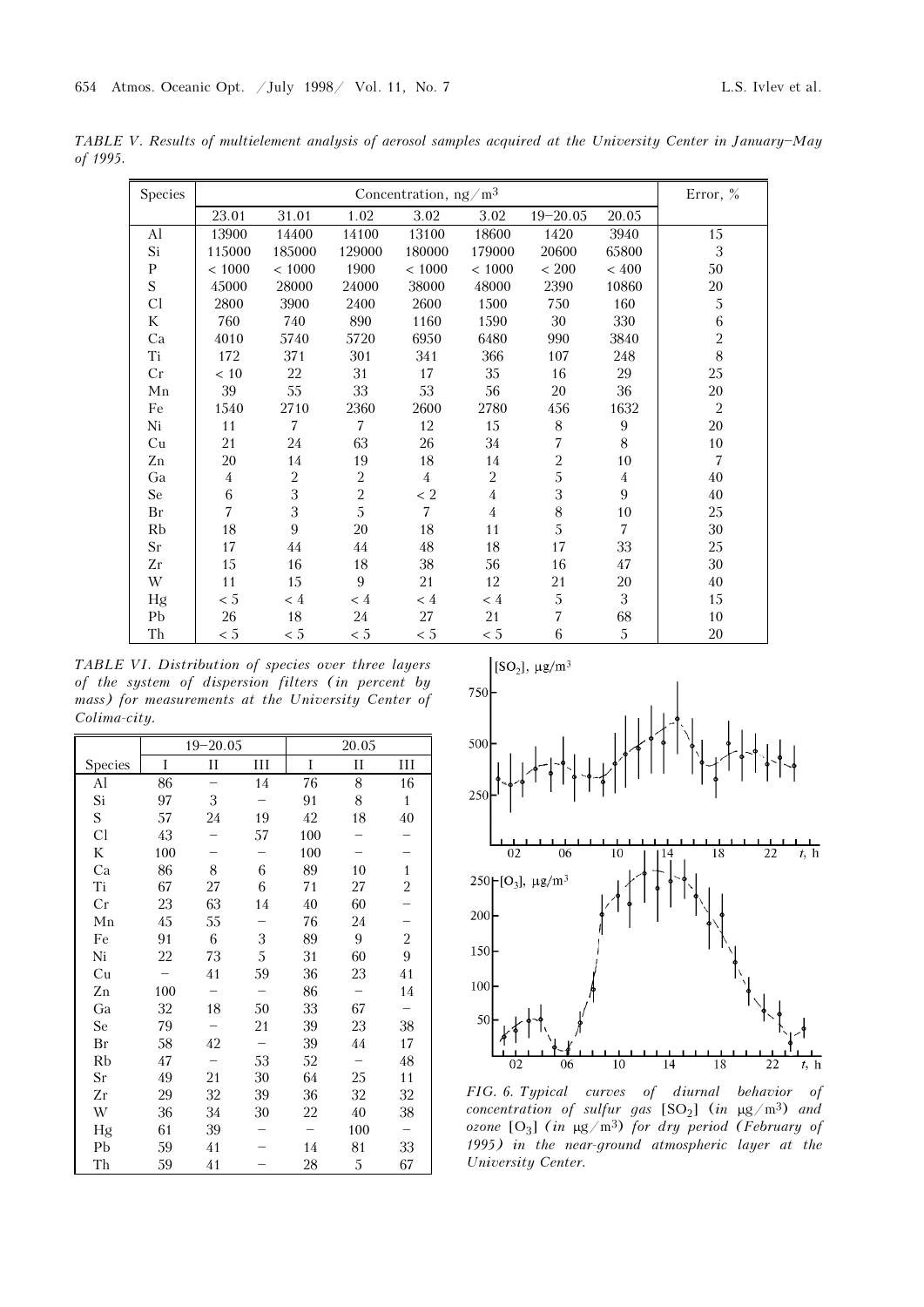*TABLE V. Results of multielement analysis of aerosol samples acquired at the University Center in January–May of 1995.*

| Species | Concentration, $ng/m^3$ | | | | | | | Error, % |
|---|---|---|---|---|---|---|---|---|
| | 23.01 | 31.01 | 1.02 | 3.02 | 3.02 | 19–20.05 | 20.05 | |
| Al | 13900 | 14400 | 14100 | 13100 | 18600 | 1420 | 3940 | 15 |
| Si | 115000 | 185000 | 129000 | 180000 | 179000 | 20600 | 65800 | 3 |
| P | < 1000 | < 1000 | 1900 | < 1000 | < 1000 | < 200 | < 400 | 50 |
| S | 45000 | 28000 | 24000 | 38000 | 48000 | 2390 | 10860 | 20 |
| Cl | 2800 | 3900 | 2400 | 2600 | 1500 | 750 | 160 | 5 |
| K | 760 | 740 | 890 | 1160 | 1590 | 30 | 330 | 6 |
| Ca | 4010 | 5740 | 5720 | 6950 | 6480 | 990 | 3840 | 2 |
| Ti | 172 | 371 | 301 | 341 | 366 | 107 | 248 | 8 |
| Cr | < 10 | 22 | 31 | 17 | 35 | 16 | 29 | 25 |
| Mn | 39 | 55 | 33 | 53 | 56 | 20 | 36 | 20 |
| Fe | 1540 | 2710 | 2360 | 2600 | 2780 | 456 | 1632 | 2 |
| Ni | 11 | 7 | 7 | 12 | 15 | 8 | 9 | 20 |
| Cu | 21 | 24 | 63 | 26 | 34 | 7 | 8 | 10 |
| Zn | 20 | 14 | 19 | 18 | 14 | 2 | 10 | 7 |
| Ga | 4 | 2 | 2 | 4 | 2 | 5 | 4 | 40 |
| Se | 6 | 3 | 2 | < 2 | 4 | 3 | 9 | 40 |
| Br | 7 | 3 | 5 | 7 | 4 | 8 | 10 | 25 |
| Rb | 18 | 9 | 20 | 18 | 11 | 5 | 7 | 30 |
| Sr | 17 | 44 | 44 | 48 | 18 | 17 | 33 | 25 |
| Zr | 15 | 16 | 18 | 38 | 56 | 16 | 47 | 30 |
| W | 11 | 15 | 9 | 21 | 12 | 21 | 20 | 40 |
| Hg | < 5 | < 4 | < 4 | < 4 | < 4 | 5 | 3 | 15 |
| Pb | 26 | 18 | 24 | 27 | 21 | 7 | 68 | 10 |
| Th | < 5 | < 5 | < 5 | < 5 | < 5 | 6 | 5 | 20 |

*TABLE VI. Distribution of species over three layers of the system of dispersion filters (in percent by mass) for measurements at the University Center of Colima-city.*

| | 19–20.05 | | | 20.05 | | |
|---|---|---|---|---|---|---|
| Species | I | II | III | I | II | III |
| Al | 86 | – | 14 | 76 | 8 | 16 |
| Si | 97 | 3 | – | 91 | 8 | 1 |
| S | 57 | 24 | 19 | 42 | 18 | 40 |
| Cl | 43 | – | 57 | 100 | – | – |
| K | 100 | – | – | 100 | – | – |
| Ca | 86 | 8 | 6 | 89 | 10 | 1 |
| Ti | 67 | 27 | 6 | 71 | 27 | 2 |
| Cr | 23 | 63 | 14 | 40 | 60 | – |
| Mn | 45 | 55 | – | 76 | 24 | – |
| Fe | 91 | 6 | 3 | 89 | 9 | 2 |
| Ni | 22 | 73 | 5 | 31 | 60 | 9 |
| Cu | – | 41 | 59 | 36 | 23 | 41 |
| Zn | 100 | – | – | 86 | – | 14 |
| Ga | 32 | 18 | 50 | 33 | 67 | – |
| Se | 79 | – | 21 | 39 | 23 | 38 |
| Br | 58 | 42 | – | 39 | 44 | 17 |
| Rb | 47 | – | 53 | 52 | – | 48 |
| Sr | 49 | 21 | 30 | 64 | 25 | 11 |
| Zr | 29 | 32 | 39 | 36 | 32 | 32 |
| W | 36 | 34 | 30 | 22 | 40 | 38 |
| Hg | 61 | 39 | – | – | 100 | – |
| Pb | 59 | 41 | – | 14 | 81 | 33 |
| Th | 59 | 41 | – | 28 | 5 | 67 |

*FIG. 6. Typical curves of diurnal behavior of concentration of sulfur gas [$SO_2$] (in $\mu g/m^3$) and ozone [$O_3$] (in $\mu g/m^3$) for dry period (February of 1995) in the near-ground atmospheric layer at the University Center.*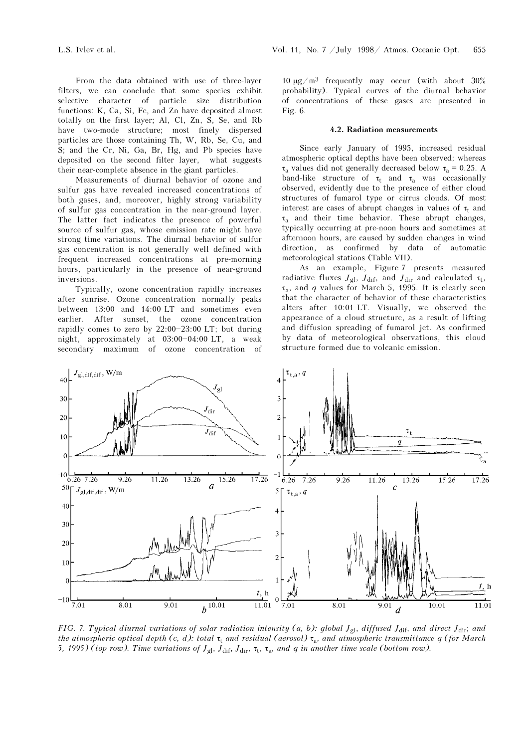From the data obtained with use of three-layer filters, we can conclude that some species exhibit selective character of particle size distribution functions: K, Ca, Si, Fe, and Zn have deposited almost totally on the first layer; Al, Cl, Zn, S, Se, and Rb have two-mode structure; most finely dispersed particles are those containing Th, W, Rb, Se, Cu, and S; and the Cr, Ni, Ga, Br, Hg, and Pb species have deposited on the second filter layer, what suggests their near-complete absence in the giant particles.

Measurements of diurnal behavior of ozone and sulfur gas have revealed increased concentrations of both gases, and, moreover, highly strong variability of sulfur gas concentration in the near-ground layer. The latter fact indicates the presence of powerful source of sulfur gas, whose emission rate might have strong time variations. The diurnal behavior of sulfur gas concentration is not generally well defined with frequent increased concentrations at pre-morning hours, particularly in the presence of near-ground inversions.

Typically, ozone concentration rapidly increases after sunrise. Ozone concentration normally peaks between 13:00 and 14:00 LT and sometimes even earlier. After sunset, the ozone concentration rapidly comes to zero by 22:00–23:00 LT; but during night, approximately at 03:00–04:00 LT, a weak secondary maximum of ozone concentration of 10 μg/m$^3$ frequently may occur (with about 30% probability). Typical curves of the diurnal behavior of concentrations of these gases are presented in Fig. 6.

### 4.2. Radiation measurements

Since early January of 1995, increased residual atmospheric optical depths have been observed; whereas $\tau_a$ values did not generally decreased below $\tau_a = 0.25$. A band-like structure of $\tau_t$ and $\tau_a$ was occasionally observed, evidently due to the presence of either cloud structures of fumarol type or cirrus clouds. Of most interest are cases of abrupt changes in values of $\tau_t$ and $\tau_a$ and their time behavior. These abrupt changes, typically occurring at pre-noon hours and sometimes at afternoon hours, are caused by sudden changes in wind direction, as confirmed by data of automatic meteorological stations (Table VII).

As an example, Figure 7 presents measured radiative fluxes $J_{gl}$, $J_{dif}$, and $J_{dir}$ and calculated $\tau_t$, $\tau_a$, and $q$ values for March 5, 1995. It is clearly seen that the character of behavior of these characteristics alters after 10:01 LT. Visually, we observed the appearance of a cloud structure, as a result of lifting and diffusion spreading of fumarol jet. As confirmed by data of meteorological observations, this cloud structure formed due to volcanic emission.

*FIG. 7. Typical diurnal variations of solar radiation intensity (a, b): global $J_{gl}$, diffused $J_{dif}$, and direct $J_{dir}$; and the atmospheric optical depth (c, d): total $\tau_t$ and residual (aerosol) $\tau_a$, and atmospheric transmittance $q$ (for March 5, 1995) (top row). Time variations of $J_{gl}$, $J_{dif}$, $J_{dir}$, $\tau_t$, $\tau_a$, and $q$ in another time scale (bottom row).*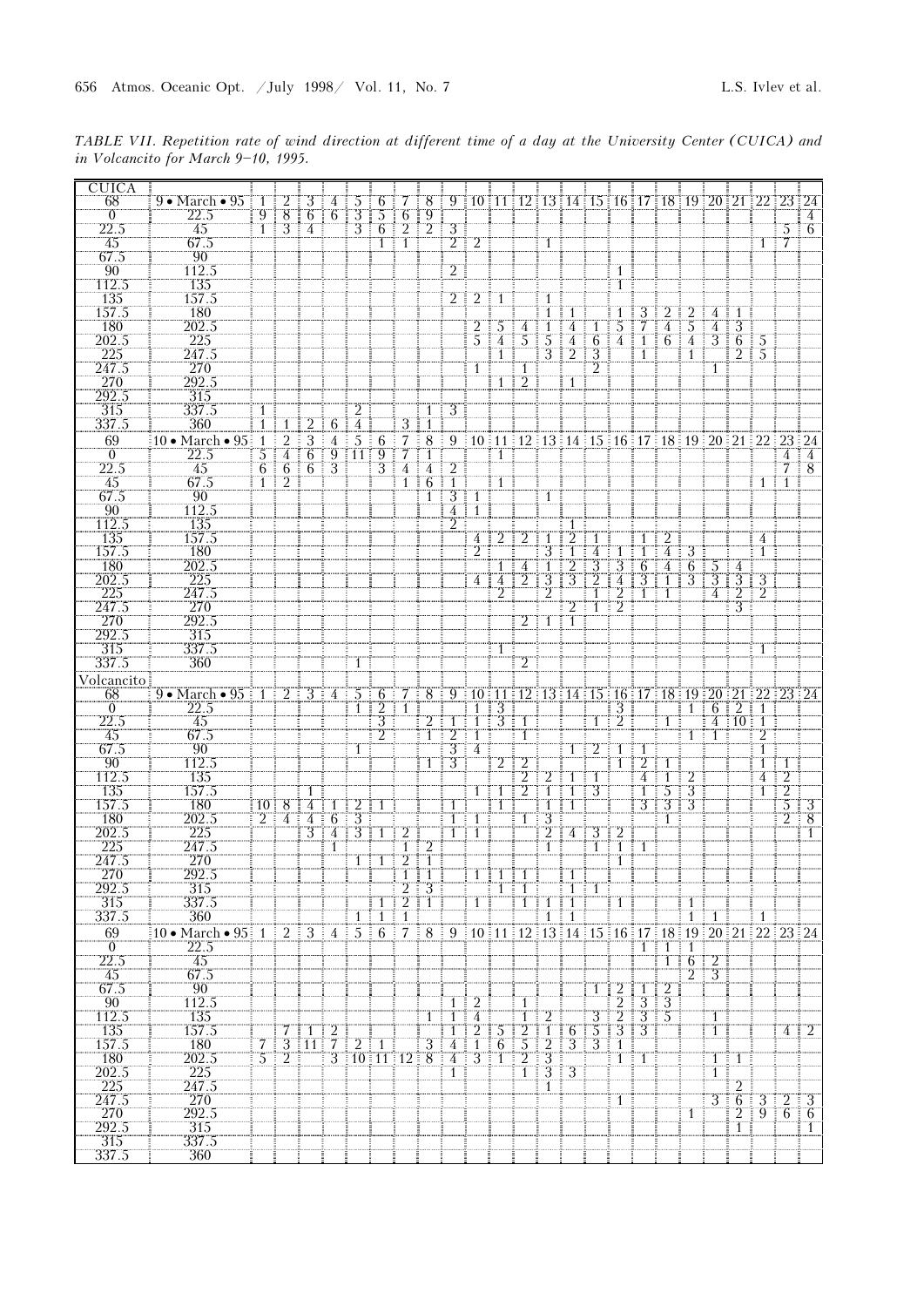*TABLE VII. Repetition rate of wind direction at different time of a day at the University Center (CUICA) and in Volcancito for March 9–10, 1995.*

| CUICA | | | | | | | | | | | | | | | | | | | | | | | | | |
|---|---|---|---|---|---|---|---|---|---|---|---|---|---|---|---|---|---|---|---|---|---|---|---|---|---|
| 68 | 9 • March • 95 | 1 | 2 | 3 | 4 | 5 | 6 | 7 | 8 | 9 | 10 | 11 | 12 | 13 | 14 | 15 | 16 | 17 | 18 | 19 | 20 | 21 | 22 | 23 | 24 |
| 0 | 22.5 | 9 | 8 | 6 | 6 | 3 | 5 | 6 | 9 | | | | | | | | | | | | | | | | 4 |
| 22.5 | 45 | 1 | 3 | 4 | | 3 | 6 | 2 | 2 | 3 | | | | | | | | | | | | | | 5 | 6 |
| 45 | 67.5 | | | | | | 1 | 1 | | 2 | 2 | | | 1 | | | | | | | | | 1 | 7 | |
| 67.5 | 90 | | | | | | | | | | | | | | | | | | | | | | | | |
| 90 | 112.5 | | | | | | | | | 2 | | | | | | | 1 | | | | | | | | |
| 112.5 | 135 | | | | | | | | | | | | | | | | 1 | | | | | | | | |
| 135 | 157.5 | | | | | | | | | 2 | 2 | 1 | | 1 | | | | | | | | | | | |
| 157.5 | 180 | | | | | | | | | | | | | 1 | 1 | | 1 | 3 | 2 | 2 | 4 | 1 | | | |
| 180 | 202.5 | | | | | | | | | | 2 | 5 | 4 | 1 | 4 | 1 | 5 | 7 | 4 | 5 | 4 | 3 | | | |
| 202.5 | 225 | | | | | | | | | | 5 | 4 | 5 | 5 | 4 | 6 | 4 | 1 | 6 | 4 | 3 | 6 | 5 | | |
| 225 | 247.5 | | | | | | | | | | | 1 | | 3 | 2 | 3 | | 1 | | 1 | | 2 | 5 | | |
| 247.5 | 270 | | | | | | | | | | 1 | | 1 | | | 2 | | | | | 1 | | | | |
| 270 | 292.5 | | | | | | | | | | | 1 | 2 | | 1 | | | | | | | | | | |
| 292.5 | 315 | | | | | | | | | | | | | | | | | | | | | | | | |
| 315 | 337.5 | 1 | | | | 2 | | | 1 | 3 | | | | | | | | | | | | | | | |
| 337.5 | 360 | 1 | 1 | 2 | 6 | 4 | | 3 | 1 | | | | | | | | | | | | | | | | |
| 69 | 10 • March • 95 | 1 | 2 | 3 | 4 | 5 | 6 | 7 | 8 | 9 | 10 | 11 | 12 | 13 | 14 | 15 | 16 | 17 | 18 | 19 | 20 | 21 | 22 | 23 | 24 |
| 0 | 22.5 | 5 | 4 | 6 | 9 | 11 | 9 | 7 | 1 | | | 1 | | | | | | | | | | | | 4 | 4 |
| 22.5 | 45 | 6 | 6 | 6 | 3 | | 3 | 4 | 4 | 2 | | | | | | | | | | | | | | 7 | 8 |
| 45 | 67.5 | 1 | 2 | | | | | 1 | 6 | 1 | | 1 | | | | | | | | | | | 1 | 1 | |
| 67.5 | 90 | | | | | | | | 1 | 3 | 1 | | | 1 | | | | | | | | | | | |
| 90 | 112.5 | | | | | | | | | 4 | 1 | | | | | | | | | | | | | | |
| 112.5 | 135 | | | | | | | | | 2 | | | | | 1 | | | | | | | | | | |
| 135 | 157.5 | | | | | | | | | | 4 | 2 | 2 | 1 | 2 | 1 | | 1 | 2 | | | | 4 | | |
| 157.5 | 180 | | | | | | | | | | 2 | | | 3 | 1 | 4 | 1 | 1 | 4 | 3 | | | 1 | | |
| 180 | 202.5 | | | | | | | | | | | 1 | 4 | 1 | 2 | 3 | 3 | 6 | 4 | 6 | 5 | 4 | | | |
| 202.5 | 225 | | | | | | | | | | 4 | 4 | 2 | 3 | 3 | 2 | 4 | 3 | 1 | 3 | 3 | 3 | 3 | | |
| 225 | 247.5 | | | | | | | | | | | 2 | | 2 | | 1 | 2 | 1 | 1 | | 4 | 2 | 2 | | |
| 247.5 | 270 | | | | | | | | | | | | | | 2 | 1 | 2 | | | | | 3 | | | |
| 270 | 292.5 | | | | | | | | | | | | 2 | 1 | 1 | | | | | | | | | | |
| 292.5 | 315 | | | | | | | | | | | | | | | | | | | | | | | | |
| 315 | 337.5 | | | | | | | | | | | 1 | | | | | | | | | | | 1 | | |
| 337.5 | 360 | | | | | 1 | | | | | | | 2 | | | | | | | | | | | | |
| Volcancito | | | | | | | | | | | | | | | | | | | | | | | | | |
| 68 | 9 • March • 95 | 1 | 2 | 3 | 4 | 5 | 6 | 7 | 8 | 9 | 10 | 11 | 12 | 13 | 14 | 15 | 16 | 17 | 18 | 19 | 20 | 21 | 22 | 23 | 24 |
| 0 | 22.5 | | | | | 1 | 2 | 1 | | | 1 | 3 | | | | | 3 | | | 1 | 6 | 2 | 1 | | |
| 22.5 | 45 | | | | | | 3 | | 2 | 1 | 1 | 3 | 1 | | | 1 | 2 | | 1 | | 4 | 10 | 1 | | |
| 45 | 67.5 | | | | | | 2 | | 1 | 2 | 1 | | 1 | | | | | | | 1 | 1 | | 2 | | |
| 67.5 | 90 | | | | | 1 | | | | 3 | 4 | | | | 1 | 2 | 1 | 1 | | | | | 1 | | |
| 90 | 112.5 | | | | | | | | 1 | 3 | | 2 | 2 | | | | 1 | 2 | 1 | | | | 1 | 1 | |
| 112.5 | 135 | | | 1 | | | | | | | | | 2 | 2 | 1 | 1 | | 4 | 1 | 2 | | | 4 | 2 | |
| 135 | 157.5 | | | | | | | | | | 1 | 1 | 2 | 1 | 1 | 3 | | 1 | 5 | 3 | | | 1 | 2 | |
| 157.5 | 180 | 10 | 8 | 4 | 1 | 2 | 1 | | | 1 | | 1 | 4 | 1 | 1 | | | 3 | 3 | 3 | | | | 5 | 3 |
| 180 | 202.5 | 2 | 4 | 4 | 6 | 3 | | | | 1 | 1 | | 1 | 3 | | | | | 1 | | | | | 2 | 8 |
| 202.5 | 225 | | | 3 | 4 | 3 | 1 | 2 | | 1 | 1 | | | 2 | 4 | 3 | 2 | | | | | | | | 1 |
| 225 | 247.5 | | | | 1 | | | 1 | 2 | | | | | 1 | | 1 | 1 | 1 | | | | | | | |
| 247.5 | 270 | | | | | 1 | 1 | 2 | 1 | | | | | | | | 1 | | | | | | | | |
| 270 | 292.5 | | | | | | | 1 | 1 | | 1 | 1 | 1 | | 1 | | | | | | | | | | |
| 292.5 | 315 | | | | | | | 2 | 3 | | | 1 | 1 | | 1 | 1 | | | | | | | | | |
| 315 | 337.5 | | | | | | 1 | 2 | 1 | | 1 | | 1 | 1 | 1 | | 1 | | | 1 | | | | | |
| 337.5 | 360 | | | | | 1 | 1 | 1 | | | | | | 1 | 1 | | | | | 1 | 1 | | 1 | | |
| 69 | 10 • March • 95 | 1 | 2 | 3 | 4 | 5 | 6 | 7 | 8 | 9 | 10 | 11 | 12 | 13 | 14 | 15 | 16 | 17 | 18 | 19 | 20 | 21 | 22 | 23 | 24 |
| 0 | 22.5 | | | | | | | | | | | | | | | | | 1 | 1 | 1 | | | | | |
| 22.5 | 45 | | | | | | | | | | | | | | | | | | 1 | 6 | 2 | | | | |
| 45 | 67.5 | | | | | | | | | | | | | | | | | | | 2 | 3 | | | | |
| 67.5 | 90 | | | | | | | | | | | | | | | 1 | 2 | 1 | 2 | | | | | | |
| 90 | 112.5 | | | | | | | | | 1 | 2 | | 1 | | | | 2 | 3 | 3 | | | | | | |
| 112.5 | 135 | | | | | | | | 1 | 1 | 4 | | 1 | 2 | | 3 | 2 | 3 | 5 | | 1 | | | | |
| 135 | 157.5 | | 7 | 1 | 2 | | | | | 1 | 2 | 5 | 2 | 1 | 6 | 5 | 3 | 3 | | | 1 | | | 4 | 2 |
| 157.5 | 180 | 7 | 3 | 11 | 7 | 2 | 1 | | 3 | 4 | 1 | 6 | 5 | 2 | 3 | 3 | 1 | | | | | | | | |
| 180 | 202.5 | 5 | 2 | | 3 | 10 | 11 | 12 | 8 | 4 | 3 | 1 | 2 | 3 | | | 1 | 1 | | | 1 | 1 | | | |
| 202.5 | 225 | | | | | | | | | 1 | | | 1 | 3 | 3 | | | | | | 1 | | | | |
| 225 | 247.5 | | | | | | | | | | | | | 1 | | | | | | | | 2 | | | |
| 247.5 | 270 | | | | | | | | | | | | | | | | 1 | | | | 3 | 6 | 3 | 2 | 3 |
| 270 | 292.5 | | | | | | | | | | | | | | | | | | | 1 | | 2 | 9 | 6 | 6 |
| 292.5 | 315 | | | | | | | | | | | | | | | | | | | | | 1 | | | 1 |
| 315 | 337.5 | | | | | | | | | | | | | | | | | | | | | | | | |
| 337.5 | 360 | | | | | | | | | | | | | | | | | | | | | | | | |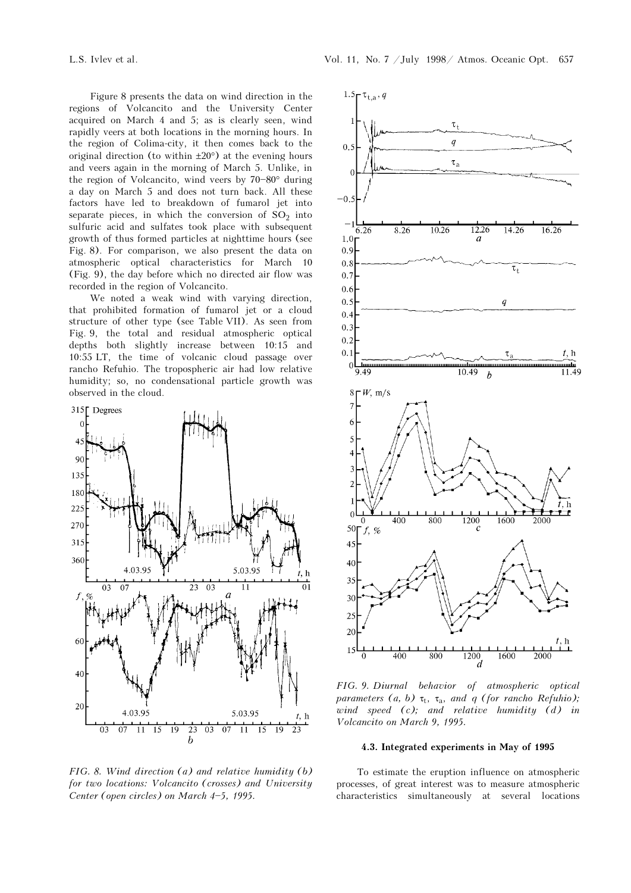Figure 8 presents the data on wind direction in the regions of Volcancito and the University Center acquired on March 4 and 5; as is clearly seen, wind rapidly veers at both locations in the morning hours. In the region of Colima-city, it then comes back to the original direction (to within ±20°) at the evening hours and veers again in the morning of March 5. Unlike, in the region of Volcancito, wind veers by 70–80° during a day on March 5 and does not turn back. All these factors have led to breakdown of fumarol jet into separate pieces, in which the conversion of $SO_2$ into sulfuric acid and sulfates took place with subsequent growth of thus formed particles at nighttime hours (see Fig. 8). For comparison, we also present the data on atmospheric optical characteristics for March 10 (Fig. 9), the day before which no directed air flow was recorded in the region of Volcancito.

We noted a weak wind with varying direction, that prohibited formation of fumarol jet or a cloud structure of other type (see Table VII). As seen from Fig. 9, the total and residual atmospheric optical depths both slightly increase between 10:15 and 10:55 LT, the time of volcanic cloud passage over rancho Refuhio. The tropospheric air had low relative humidity; so, no condensational particle growth was observed in the cloud.

*FIG. 8. Wind direction (a) and relative humidity (b) for two locations: Volcancito (crosses) and University Center (open circles) on March 4–5, 1995.*

*FIG. 9. Diurnal behavior of atmospheric optical parameters (a, b) $\tau_t$, $\tau_a$, and $q$ (for rancho Refuhio); wind speed (c); and relative humidity (d) in Volcancito on March 9, 1995.*

### 4.3. Integrated experiments in May of 1995

To estimate the eruption influence on atmospheric processes, of great interest was to measure atmospheric characteristics simultaneously at several locations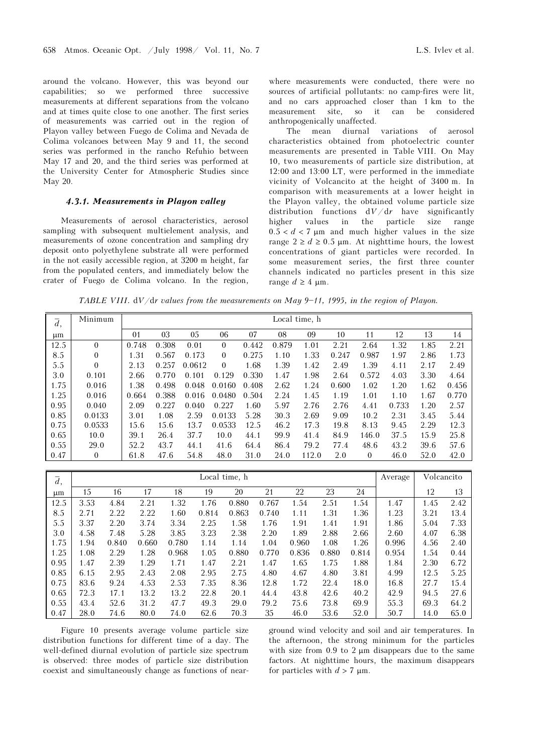around the volcano. However, this was beyond our capabilities; so we performed three successive measurements at different separations from the volcano and at times quite close to one another. The first series of measurements was carried out in the region of Playon valley between Fuego de Colima and Nevada de Colima volcanoes between May 9 and 11, the second series was performed in the rancho Refuhio between May 17 and 20, and the third series was performed at the University Center for Atmospheric Studies since May 20.

### *4.3.1. Measurements in Playon valley*

Measurements of aerosol characteristics, aerosol sampling with subsequent multielement analysis, and measurements of ozone concentration and sampling dry deposit onto polyethylene substrate all were performed in the not easily accessible region, at 3200 m height, far from the populated centers, and immediately below the crater of Fuego de Colima volcano. In the region, where measurements were conducted, there were no sources of artificial pollutants: no camp-fires were lit, and no cars approached closer than 1 km to the measurement site, so it can be considered anthropogenically unaffected.

The mean diurnal variations of aerosol characteristics obtained from photoelectric counter measurements are presented in Table VIII. On May 10, two measurements of particle size distribution, at 12:00 and 13:00 LT, were performed in the immediate vicinity of Volcancito at the height of 3400 m. In comparison with measurements at a lower height in the Playon valley, the obtained volume particle size distribution functions $dV/dr$ have significantly higher values in the particle size range $0.5 < d < 7$ μm and much higher values in the size range $2 \geq d \geq 0.5$ μm. At nighttime hours, the lowest concentrations of giant particles were recorded. In some measurement series, the first three counter channels indicated no particles present in this size range $d \geq 4$ μm.

*TABLE VIII. $dV/dr$ values from the measurements on May 9–11, 1995, in the region of Playon.*

| $\bar{d}$, μm | Minimum | Local time, h | | | | | | | | | | | |
|---|---|---|---|---|---|---|---|---|---|---|---|---|---|
| | | 01 | 03 | 05 | 06 | 07 | 08 | 09 | 10 | 11 | 12 | 13 | 14 |
| 12.5 | 0 | 0.748 | 0.308 | 0.01 | 0 | 0.442 | 0.879 | 1.01 | 2.21 | 2.64 | 1.32 | 1.85 | 2.21 |
| 8.5 | 0 | 1.31 | 0.567 | 0.173 | 0 | 0.275 | 1.10 | 1.33 | 0.247 | 0.987 | 1.97 | 2.86 | 1.73 |
| 5.5 | 0 | 2.13 | 0.257 | 0.0612 | 0 | 1.68 | 1.39 | 1.42 | 2.49 | 1.39 | 4.11 | 2.17 | 2.49 |
| 3.0 | 0.101 | 2.66 | 0.770 | 0.101 | 0.129 | 0.330 | 1.47 | 1.98 | 2.64 | 0.572 | 4.03 | 3.30 | 4.64 |
| 1.75 | 0.016 | 1.38 | 0.498 | 0.048 | 0.0160 | 0.408 | 2.62 | 1.24 | 0.600 | 1.02 | 1.20 | 1.62 | 0.456 |
| 1.25 | 0.016 | 0.664 | 0.388 | 0.016 | 0.0480 | 0.504 | 2.24 | 1.45 | 1.19 | 1.01 | 1.10 | 1.67 | 0.770 |
| 0.95 | 0.040 | 2.09 | 0.227 | 0.040 | 0.227 | 1.60 | 5.97 | 2.76 | 2.76 | 4.41 | 0.733 | 1.20 | 2.57 |
| 0.85 | 0.0133 | 3.01 | 1.08 | 2.59 | 0.0133 | 5.28 | 30.3 | 2.69 | 9.09 | 10.2 | 2.31 | 3.45 | 5.44 |
| 0.75 | 0.0533 | 15.6 | 15.6 | 13.7 | 0.0533 | 12.5 | 46.2 | 17.3 | 19.8 | 8.13 | 9.45 | 2.29 | 12.3 |
| 0.65 | 10.0 | 39.1 | 26.4 | 37.7 | 10.0 | 44.1 | 99.9 | 41.4 | 84.9 | 146.0 | 37.5 | 15.9 | 25.8 |
| 0.55 | 29.0 | 52.2 | 43.7 | 44.1 | 41.6 | 64.4 | 86.4 | 79.2 | 77.4 | 48.6 | 43.2 | 39.6 | 57.6 |
| 0.47 | 0 | 61.8 | 47.6 | 54.8 | 48.0 | 31.0 | 24.0 | 112.0 | 2.0 | 0 | 46.0 | 52.0 | 42.0 |

| $\bar{d}$, μm | Local time, h | | | | | | | | | | Average | Volcancito | |
|---|---|---|---|---|---|---|---|---|---|---|---|---|---|
| | 15 | 16 | 17 | 18 | 19 | 20 | 21 | 22 | 23 | 24 | | 12 | 13 |
| 12.5 | 3.53 | 4.84 | 2.21 | 1.32 | 1.76 | 0.880 | 0.767 | 1.54 | 2.51 | 1.54 | 1.47 | 1.45 | 2.42 |
| 8.5 | 2.71 | 2.22 | 2.22 | 1.60 | 0.814 | 0.863 | 0.740 | 1.11 | 1.31 | 1.36 | 1.23 | 3.21 | 13.4 |
| 5.5 | 3.37 | 2.20 | 3.74 | 3.34 | 2.25 | 1.58 | 1.76 | 1.91 | 1.41 | 1.91 | 1.86 | 5.04 | 7.33 |
| 3.0 | 4.58 | 7.48 | 5.28 | 3.85 | 3.23 | 2.38 | 2.20 | 1.89 | 2.88 | 2.66 | 2.60 | 4.07 | 6.38 |
| 1.75 | 1.94 | 0.840 | 0.660 | 0.780 | 1.14 | 1.14 | 1.04 | 0.960 | 1.08 | 1.26 | 0.996 | 4.56 | 2.40 |
| 1.25 | 1.08 | 2.29 | 1.28 | 0.968 | 1.05 | 0.880 | 0.770 | 0.836 | 0.880 | 0.814 | 0.954 | 1.54 | 0.44 |
| 0.95 | 1.47 | 2.39 | 1.29 | 1.71 | 1.47 | 2.21 | 1.47 | 1.65 | 1.75 | 1.88 | 1.84 | 2.30 | 6.72 |
| 0.85 | 6.15 | 2.95 | 2.43 | 2.08 | 2.95 | 2.75 | 4.80 | 4.67 | 4.80 | 3.81 | 4.99 | 12.5 | 5.25 |
| 0.75 | 83.6 | 9.24 | 4.53 | 2.53 | 7.35 | 8.36 | 12.8 | 1.72 | 22.4 | 18.0 | 16.8 | 27.7 | 15.4 |
| 0.65 | 72.3 | 17.1 | 13.2 | 13.2 | 22.8 | 20.1 | 44.4 | 43.8 | 42.6 | 40.2 | 42.9 | 94.5 | 27.6 |
| 0.55 | 43.4 | 52.6 | 31.2 | 47.7 | 49.3 | 29.0 | 79.2 | 75.6 | 73.8 | 69.9 | 55.3 | 69.3 | 64.2 |
| 0.47 | 28.0 | 74.6 | 80.0 | 74.0 | 62.6 | 70.3 | 35 | 46.0 | 53.6 | 52.0 | 50.7 | 14.0 | 65.0 |

Figure 10 presents average volume particle size distribution functions for different time of a day. The well-defined diurnal evolution of particle size spectrum is observed: three modes of particle size distribution coexist and simultaneously change as functions of near-ground wind velocity and soil and air temperatures. In the afternoon, the strong minimum for the particles with size from 0.9 to 2 μm disappears due to the same factors. At nighttime hours, the maximum disappears for particles with $d > 7$ μm.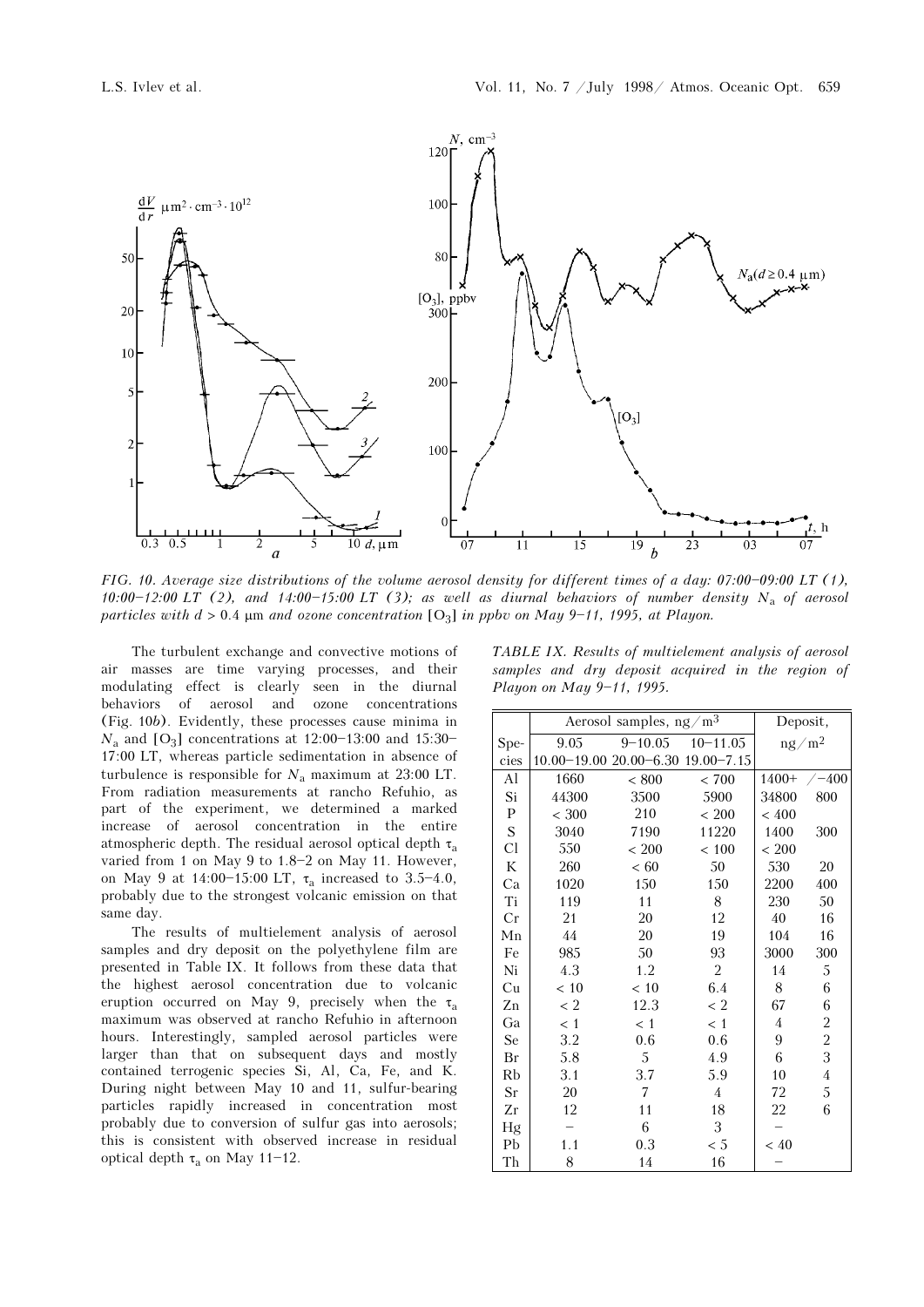FIG. 10. *Average size distributions of the volume aerosol density for different times of a day: 07:00–09:00 LT (1), 10:00–12:00 LT (2), and 14:00–15:00 LT (3); as well as diurnal behaviors of number density $N_a$ of aerosol particles with $d > 0.4$ μm and ozone concentration $[O_3]$ in ppbv on May 9–11, 1995, at Playon.*

The turbulent exchange and convective motions of air masses are time varying processes, and their modulating effect is clearly seen in the diurnal behaviors of aerosol and ozone concentrations (Fig. 10*b*). Evidently, these processes cause minima in $N_a$ and $[O_3]$ concentrations at 12:00–13:00 and 15:30–17:00 LT, whereas particle sedimentation in absence of turbulence is responsible for $N_a$ maximum at 23:00 LT. From radiation measurements at rancho Refuhio, as part of the experiment, we determined a marked increase of aerosol concentration in the entire atmospheric depth. The residual aerosol optical depth $\tau_a$ varied from 1 on May 9 to 1.8–2 on May 11. However, on May 9 at 14:00–15:00 LT, $\tau_a$ increased to 3.5–4.0, probably due to the strongest volcanic emission on that same day.

The results of multielement analysis of aerosol samples and dry deposit on the polyethylene film are presented in Table IX. It follows from these data that the highest aerosol concentration due to volcanic eruption occurred on May 9, precisely when the $\tau_a$ maximum was observed at rancho Refuhio in afternoon hours. Interestingly, sampled aerosol particles were larger than that on subsequent days and mostly contained terrogenic species Si, Al, Ca, Fe, and K. During night between May 10 and 11, sulfur-bearing particles rapidly increased in concentration most probably due to conversion of sulfur gas into aerosols; this is consistent with observed increase in residual optical depth $\tau_a$ on May 11–12.

*TABLE IX. Results of multielement analysis of aerosol samples and dry deposit acquired in the region of Playon on May 9–11, 1995.*

| Species | Aerosol samples, ng/m³ | | | Deposit, ng/m² | |
|---|---|---|---|---|---|
| | 9.05 10.00–19.00 | 9–10.05 20.00–6.30 | 10–11.05 19.00–7.15 | | |
| Al | 1660 | < 800 | < 700 | 1400+ | /–400 |
| Si | 44300 | 3500 | 5900 | 34800 | 800 |
| P | < 300 | 210 | < 200 | < 400 | |
| S | 3040 | 7190 | 11220 | 1400 | 300 |
| Cl | 550 | < 200 | < 100 | < 200 | |
| K | 260 | < 60 | 50 | 530 | 20 |
| Ca | 1020 | 150 | 150 | 2200 | 400 |
| Ti | 119 | 11 | 8 | 230 | 50 |
| Cr | 21 | 20 | 12 | 40 | 16 |
| Mn | 44 | 20 | 19 | 104 | 16 |
| Fe | 985 | 50 | 93 | 3000 | 300 |
| Ni | 4.3 | 1.2 | 2 | 14 | 5 |
| Cu | < 10 | < 10 | 6.4 | 8 | 6 |
| Zn | < 2 | 12.3 | < 2 | 67 | 6 |
| Ga | < 1 | < 1 | < 1 | 4 | 2 |
| Se | 3.2 | 0.6 | 0.6 | 9 | 2 |
| Br | 5.8 | 5 | 4.9 | 6 | 3 |
| Rb | 3.1 | 3.7 | 5.9 | 10 | 4 |
| Sr | 20 | 7 | 4 | 72 | 5 |
| Zr | 12 | 11 | 18 | 22 | 6 |
| Hg | – | 6 | 3 | – | |
| Pb | 1.1 | 0.3 | < 5 | < 40 | |
| Th | 8 | 14 | 16 | – | |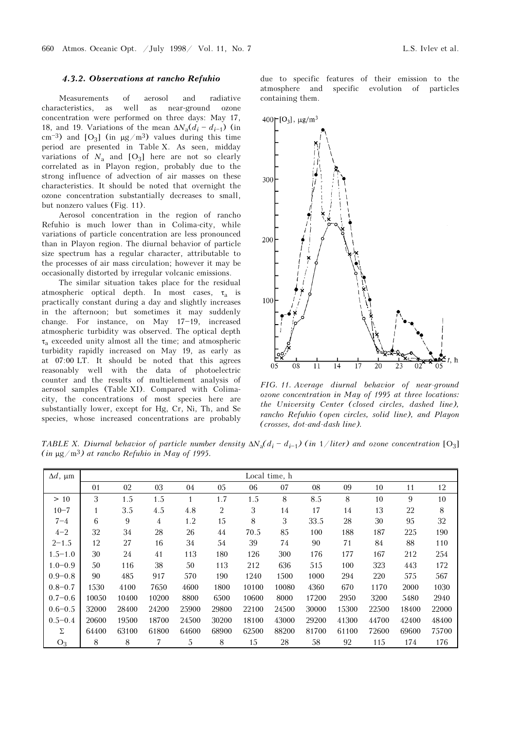#### 4.3.2. Observations at rancho Refuhio

Measurements of aerosol and radiative characteristics, as well as near-ground ozone concentration were performed on three days: May 17, 18, and 19. Variations of the mean $\Delta N_a(d_i - d_{i-1})$ (in cm$^{-3}$) and $[O_3]$ (in μg/m$^3$) values during this time period are presented in Table X. As seen, midday variations of $N_a$ and $[O_3]$ here are not so clearly correlated as in Playon region, probably due to the strong influence of advection of air masses on these characteristics. It should be noted that overnight the ozone concentration substantially decreases to small, but nonzero values (Fig. 11).

Aerosol concentration in the region of rancho Refuhio is much lower than in Colima-city, while variations of particle concentration are less pronounced than in Playon region. The diurnal behavior of particle size spectrum has a regular character, attributable to the processes of air mass circulation; however it may be occasionally distorted by irregular volcanic emissions.

The similar situation takes place for the residual atmospheric optical depth. In most cases, $\tau_a$ is practically constant during a day and slightly increases in the afternoon; but sometimes it may suddenly change. For instance, on May 17–19, increased atmospheric turbidity was observed. The optical depth $\tau_a$ exceeded unity almost all the time; and atmospheric turbidity rapidly increased on May 19, as early as at 07:00 LT. It should be noted that this agrees reasonably well with the data of photoelectric counter and the results of multielement analysis of aerosol samples (Table XI). Compared with Colima-city, the concentrations of most species here are substantially lower, except for Hg, Cr, Ni, Th, and Se species, whose increased concentrations are probably due to specific features of their emission to the atmosphere and specific evolution of particles containing them.

*FIG. 11. Average diurnal behavior of near-ground ozone concentration in May of 1995 at three locations: the University Center (closed circles, dashed line), rancho Refuhio (open circles, solid line), and Playon (crosses, dot-and-dash line).*

*TABLE X. Diurnal behavior of particle number density $\Delta N_a(d_i - d_{i-1})$ (in 1/liter) and ozone concentration $[O_3]$ (in μg/m$^3$) at rancho Refuhio in May of 1995.*

| Δd, μm | Local time, h | | | | | | | | | | | |
|---|---|---|---|---|---|---|---|---|---|---|---|---|
| | 01 | 02 | 03 | 04 | 05 | 06 | 07 | 08 | 09 | 10 | 11 | 12 |
| > 10 | 3 | 1.5 | 1.5 | 1 | 1.7 | 1.5 | 8 | 8.5 | 8 | 10 | 9 | 10 |
| 10–7 | 1 | 3.5 | 4.5 | 4.8 | 2 | 3 | 14 | 17 | 14 | 13 | 22 | 8 |
| 7–4 | 6 | 9 | 4 | 1.2 | 15 | 8 | 3 | 33.5 | 28 | 30 | 95 | 32 |
| 4–2 | 32 | 34 | 28 | 26 | 44 | 70.5 | 85 | 100 | 188 | 187 | 225 | 190 |
| 2–1.5 | 12 | 27 | 16 | 34 | 54 | 39 | 74 | 90 | 71 | 84 | 88 | 110 |
| 1.5–1.0 | 30 | 24 | 41 | 113 | 180 | 126 | 300 | 176 | 177 | 167 | 212 | 254 |
| 1.0–0.9 | 50 | 116 | 38 | 50 | 113 | 212 | 636 | 515 | 100 | 323 | 443 | 172 |
| 0.9–0.8 | 90 | 485 | 917 | 570 | 190 | 1240 | 1500 | 1000 | 294 | 220 | 575 | 567 |
| 0.8–0.7 | 1530 | 4100 | 7650 | 4600 | 1800 | 10100 | 10080 | 4360 | 670 | 1170 | 2000 | 1030 |
| 0.7–0.6 | 10050 | 10400 | 10200 | 8800 | 6500 | 10600 | 8000 | 17200 | 2950 | 3200 | 5480 | 2940 |
| 0.6–0.5 | 32000 | 28400 | 24200 | 25900 | 29800 | 22100 | 24500 | 30000 | 15300 | 22500 | 18400 | 22000 |
| 0.5–0.4 | 20600 | 19500 | 18700 | 24500 | 30200 | 18100 | 43000 | 29200 | 41300 | 44700 | 42400 | 48400 |
| Σ | 64400 | 63100 | 61800 | 64600 | 68900 | 62500 | 88200 | 81700 | 61100 | 72600 | 69600 | 75700 |
| $O_3$ | 8 | 8 | 7 | 5 | 8 | 15 | 28 | 58 | 92 | 115 | 174 | 176 |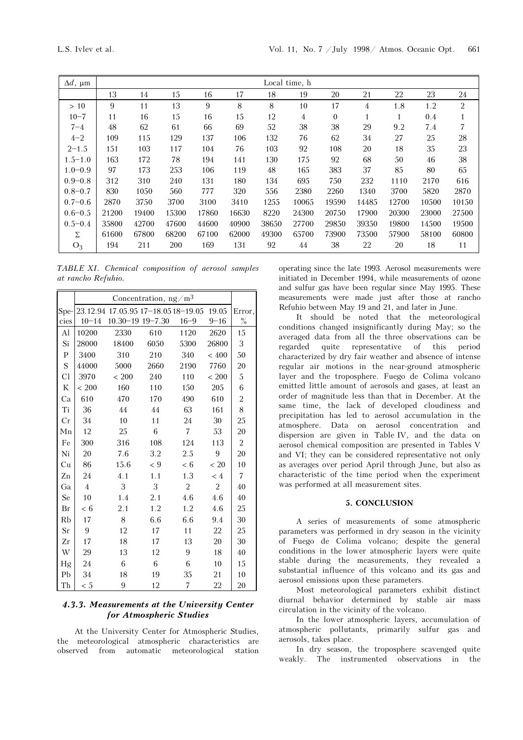| Δd, μm | Local time, h | | | | | | | | | | | |
|---|---|---|---|---|---|---|---|---|---|---|---|---|
| | 13 | 14 | 15 | 16 | 17 | 18 | 19 | 20 | 21 | 22 | 23 | 24 |
| > 10 | 9 | 11 | 13 | 9 | 8 | 8 | 10 | 17 | 4 | 1.8 | 1.2 | 2 |
| 10−7 | 11 | 16 | 15 | 16 | 15 | 12 | 4 | 0 | 1 | 1 | 0.4 | 1 |
| 7−4 | 48 | 62 | 61 | 66 | 69 | 52 | 38 | 38 | 29 | 9.2 | 7.4 | 7 |
| 4−2 | 109 | 115 | 129 | 137 | 106 | 132 | 76 | 62 | 34 | 27 | 25 | 28 |
| 2−1.5 | 151 | 103 | 117 | 104 | 76 | 103 | 92 | 108 | 20 | 18 | 35 | 23 |
| 1.5−1.0 | 163 | 172 | 78 | 194 | 141 | 130 | 175 | 92 | 68 | 50 | 46 | 38 |
| 1.0−0.9 | 97 | 173 | 253 | 106 | 119 | 48 | 165 | 383 | 37 | 85 | 80 | 65 |
| 0.9−0.8 | 312 | 310 | 240 | 131 | 180 | 134 | 695 | 750 | 232 | 1110 | 2170 | 616 |
| 0.8−0.7 | 830 | 1050 | 560 | 777 | 320 | 556 | 2380 | 2260 | 1340 | 3700 | 5820 | 2870 |
| 0.7−0.6 | 2870 | 3750 | 3700 | 3100 | 3410 | 1255 | 10065 | 19590 | 14485 | 12700 | 10500 | 10150 |
| 0.6−0.5 | 21200 | 19400 | 15300 | 17860 | 16630 | 8220 | 24300 | 20750 | 17900 | 20300 | 23000 | 27500 |
| 0.5−0.4 | 35800 | 42700 | 47600 | 44600 | 40900 | 38650 | 27700 | 29850 | 39350 | 19800 | 14500 | 19500 |
| Σ | 61600 | 67800 | 68200 | 67100 | 62000 | 49300 | 65700 | 73900 | 73500 | 57900 | 58100 | 60800 |
| $O_3$ | 194 | 211 | 200 | 169 | 131 | 92 | 44 | 38 | 22 | 20 | 18 | 11 |

*TABLE XI. Chemical composition of aerosol samples at rancho Refuhio.*

| Species | Concentration, ng/m³ | | | | | Error, % |
|---|---|---|---|---|---|---|
| | 23.12.94 10−14 | 17.05.95 10.30−19 | 17−18.05 19−7.30 | 18−19.05 16−9 | 19.05 9−16 | |
| Al | 10200 | 2330 | 610 | 1120 | 2620 | 15 |
| Si | 28000 | 18400 | 6050 | 5300 | 26800 | 3 |
| P | 3400 | 310 | 210 | 340 | < 400 | 50 |
| S | 44000 | 5000 | 2660 | 2190 | 7760 | 20 |
| Cl | 3970 | < 200 | 240 | 110 | < 200 | 5 |
| K | < 200 | 160 | 110 | 150 | 205 | 6 |
| Ca | 610 | 470 | 170 | 490 | 610 | 2 |
| Ti | 36 | 44 | 44 | 63 | 161 | 8 |
| Cr | 34 | 10 | 11 | 24 | 30 | 25 |
| Mn | 12 | 25 | 6 | 7 | 53 | 20 |
| Fe | 300 | 316 | 108 | 124 | 113 | 2 |
| Ni | 20 | 7.6 | 3.2 | 2.5 | 9 | 20 |
| Cu | 86 | 15.6 | < 9 | < 6 | < 20 | 10 |
| Zn | 24 | 4.1 | 1.1 | 1.3 | < 4 | 7 |
| Ga | 4 | 3 | 3 | 2 | 2 | 40 |
| Se | 10 | 1.4 | 2.1 | 4.6 | 4.6 | 40 |
| Br | < 6 | 2.1 | 1.2 | 1.2 | 4.6 | 25 |
| Rb | 17 | 8 | 6.6 | 6.6 | 9.4 | 30 |
| Sr | 9 | 12 | 17 | 11 | 22 | 25 |
| Zr | 17 | 18 | 17 | 13 | 20 | 30 |
| W | 29 | 13 | 12 | 9 | 18 | 40 |
| Hg | 24 | 6 | 6 | 6 | 10 | 15 |
| Pb | 34 | 18 | 19 | 35 | 21 | 10 |
| Th | < 5 | 9 | 12 | 7 | 22 | 20 |

#### *4.3.3. Measurements at the University Center for Atmospheric Studies*

At the University Center for Atmospheric Studies, the meteorological atmospheric characteristics are observed from automatic meteorological station operating since the late 1993. Aerosol measurements were initiated in December 1994, while measurements of ozone and sulfur gas have been regular since May 1995. These measurements were made just after those at rancho Refuhio between May 19 and 21, and later in June.

It should be noted that the meteorological conditions changed insignificantly during May; so the averaged data from all the three observations can be regarded quite representative of this period characterized by dry fair weather and absence of intense regular air motions in the near-ground atmospheric layer and the troposphere. Fuego de Colima volcano emitted little amount of aerosols and gases, at least an order of magnitude less than that in December. At the same time, the lack of developed cloudiness and precipitation has led to aerosol accumulation in the atmosphere. Data on aerosol concentration and dispersion are given in Table IV, and the data on aerosol chemical composition are presented in Tables V and VI; they can be considered representative not only as averages over period April through June, but also as characteristic of the time period when the experiment was performed at all measurement sites.

## 5. CONCLUSION

A series of measurements of some atmospheric parameters was performed in dry season in the vicinity of Fuego de Colima volcano; despite the general conditions in the lower atmospheric layers were quite stable during the measurements, they revealed a substantial influence of this volcano and its gas and aerosol emissions upon these parameters.

Most meteorological parameters exhibit distinct diurnal behavior determined by stable air mass circulation in the vicinity of the volcano.

In the lower atmospheric layers, accumulation of atmospheric pollutants, primarily sulfur gas and aerosols, takes place.

In dry season, the troposphere scavenged quite weakly. The instrumented observations in the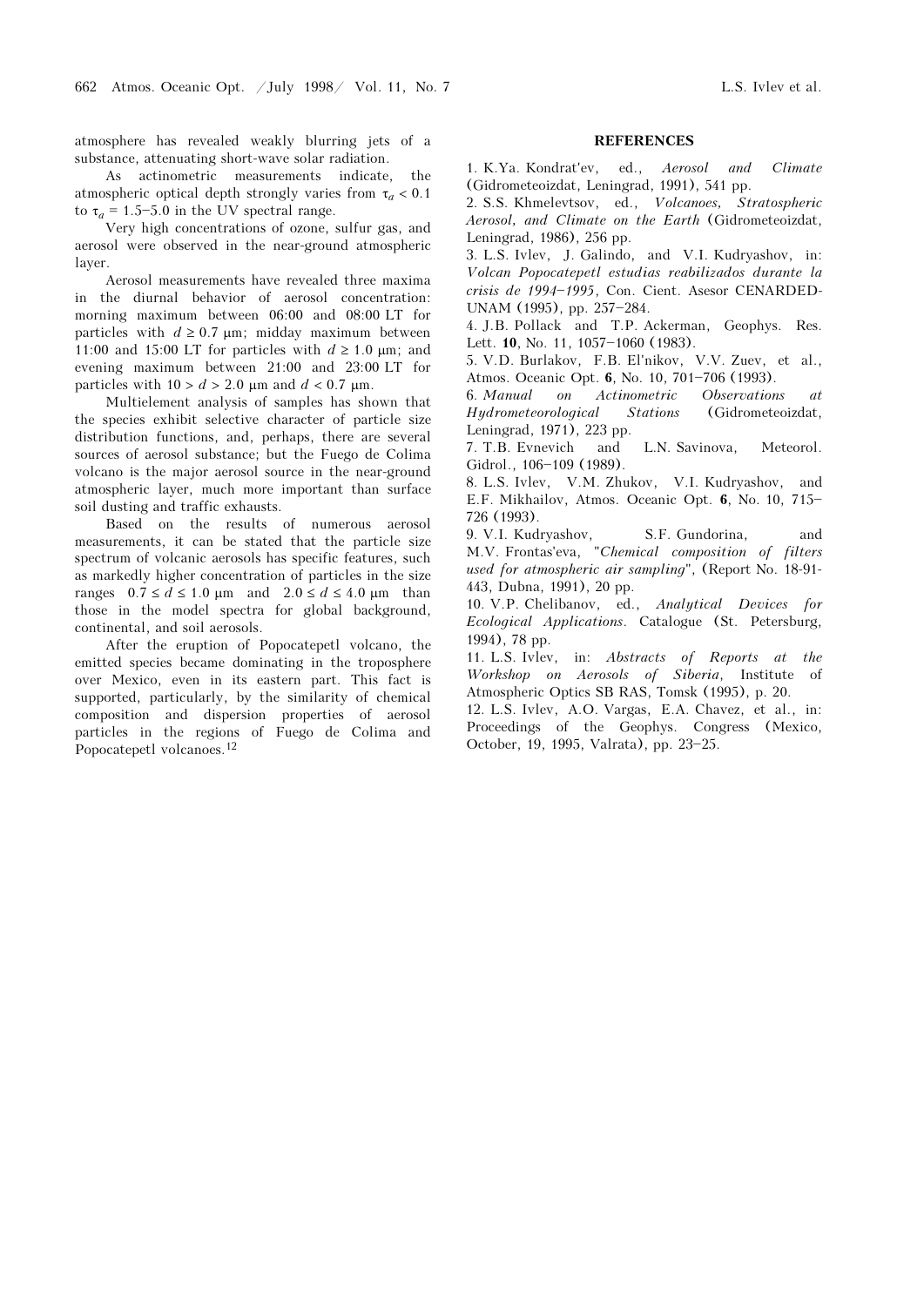atmosphere has revealed weakly blurring jets of a substance, attenuating short-wave solar radiation.

As actinometric measurements indicate, the atmospheric optical depth strongly varies from $\tau_a < 0.1$ to $\tau_a = 1.5–5.0$ in the UV spectral range.

Very high concentrations of ozone, sulfur gas, and aerosol were observed in the near-ground atmospheric layer.

Aerosol measurements have revealed three maxima in the diurnal behavior of aerosol concentration: morning maximum between 06:00 and 08:00 LT for particles with $d \geq 0.7$ μm; midday maximum between 11:00 and 15:00 LT for particles with $d \geq 1.0$ μm; and evening maximum between 21:00 and 23:00 LT for particles with $10 > d > 2.0$ μm and $d < 0.7$ μm.

Multielement analysis of samples has shown that the species exhibit selective character of particle size distribution functions, and, perhaps, there are several sources of aerosol substance; but the Fuego de Colima volcano is the major aerosol source in the near-ground atmospheric layer, much more important than surface soil dusting and traffic exhausts.

Based on the results of numerous aerosol measurements, it can be stated that the particle size spectrum of volcanic aerosols has specific features, such as markedly higher concentration of particles in the size ranges $0.7 \leq d \leq 1.0$ μm and $2.0 \leq d \leq 4.0$ μm than those in the model spectra for global background, continental, and soil aerosols.

After the eruption of Popocatepetl volcano, the emitted species became dominating in the troposphere over Mexico, even in its eastern part. This fact is supported, particularly, by the similarity of chemical composition and dispersion properties of aerosol particles in the regions of Fuego de Colima and Popocatepetl volcanoes.[12]

## REFERENCES

1. K.Ya. Kondrat'ev, ed., *Aerosol and Climate* (Gidrometeoizdat, Leningrad, 1991), 541 pp.
2. S.S. Khmelevtsov, ed., *Volcanoes, Stratospheric Aerosol, and Climate on the Earth* (Gidrometeoizdat, Leningrad, 1986), 256 pp.
3. L.S. Ivlev, J. Galindo, and V.I. Kudryashov, in: *Volcan Popocatepetl estudias reabilizados durante la crisis de 1994–1995*, Con. Cient. Asesor CENARDED-UNAM (1995), pp. 257–284.
4. J.B. Pollack and T.P. Ackerman, Geophys. Res. Lett. **10**, No. 11, 1057–1060 (1983).
5. V.D. Burlakov, F.B. El'nikov, V.V. Zuev, et al., Atmos. Oceanic Opt. **6**, No. 10, 701–706 (1993).
6. *Manual on Actinometric Observations at Hydrometeorological Stations* (Gidrometeoizdat, Leningrad, 1971), 223 pp.
7. T.B. Evnevich and L.N. Savinova, Meteorol. Gidrol., 106–109 (1989).
8. L.S. Ivlev, V.M. Zhukov, V.I. Kudryashov, and E.F. Mikhailov, Atmos. Oceanic Opt. **6**, No. 10, 715–726 (1993).
9. V.I. Kudryashov, S.F. Gundorina, and M.V. Frontas'eva, "*Chemical composition of filters used for atmospheric air sampling*", (Report No. 18-91-443, Dubna, 1991), 20 pp.
10. V.P. Chelibanov, ed., *Analytical Devices for Ecological Applications*. Catalogue (St. Petersburg, 1994), 78 pp.
11. L.S. Ivlev, in: *Abstracts of Reports at the Workshop on Aerosols of Siberia*, Institute of Atmospheric Optics SB RAS, Tomsk (1995), p. 20.
12. L.S. Ivlev, A.O. Vargas, E.A. Chavez, et al., in: Proceedings of the Geophys. Congress (Mexico, October, 19, 1995, Valrata), pp. 23–25.